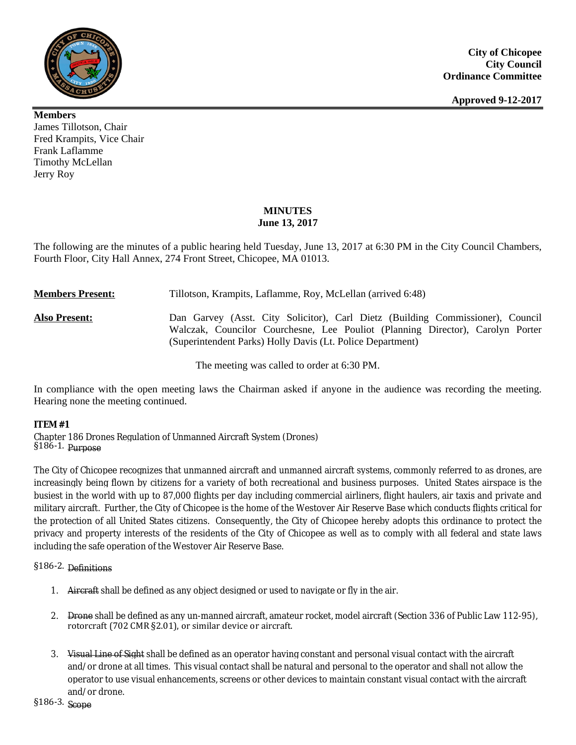**City of Chicopee**
**City Council**
**Ordinance Committee**

**Approved 9-12-2017**

**Members**
James Tillotson, Chair
Fred Krampits, Vice Chair
Frank Laflamme
Timothy McLellan
Jerry Roy

## MINUTES
**June 13, 2017**

The following are the minutes of a public hearing held Tuesday, June 13, 2017 at 6:30 PM in the City Council Chambers, Fourth Floor, City Hall Annex, 274 Front Street, Chicopee, MA 01013.

**Members Present:** Tillotson, Krampits, Laflamme, Roy, McLellan (arrived 6:48)

**Also Present:** Dan Garvey (Asst. City Solicitor), Carl Dietz (Building Commissioner), Council Walczak, Councilor Courchesne, Lee Pouliot (Planning Director), Carolyn Porter (Superintendent Parks) Holly Davis (Lt. Police Department)

The meeting was called to order at 6:30 PM.

In compliance with the open meeting laws the Chairman asked if anyone in the audience was recording the meeting. Hearing none the meeting continued.

**ITEM #1**

Chapter 186 Drones Regulation of Unmanned Aircraft System (Drones)
§186-1. ~~Purpose~~

The City of Chicopee recognizes that unmanned aircraft and unmanned aircraft systems, commonly referred to as drones, are increasingly being flown by citizens for a variety of both recreational and business purposes. United States airspace is the busiest in the world with up to 87,000 flights per day including commercial airliners, flight haulers, air taxis and private and military aircraft. Further, the City of Chicopee is the home of the Westover Air Reserve Base which conducts flights critical for the protection of all United States citizens. Consequently, the City of Chicopee hereby adopts this ordinance to protect the privacy and property interests of the residents of the City of Chicopee as well as to comply with all federal and state laws including the safe operation of the Westover Air Reserve Base.

§186-2. ~~Definitions~~

1. ~~Aircraft~~ shall be defined as any object designed or used to navigate or fly in the air.
2. ~~Drone~~ shall be defined as any un-manned aircraft, amateur rocket, model aircraft (Section 336 of Public Law 112-95), rotorcraft (702 CMR §2.01), or similar device or aircraft.
3. ~~Visual Line of Sight~~ shall be defined as an operator having constant and personal visual contact with the aircraft and/or drone at all times. This visual contact shall be natural and personal to the operator and shall not allow the operator to use visual enhancements, screens or other devices to maintain constant visual contact with the aircraft and/or drone.

§186-3. ~~Scope~~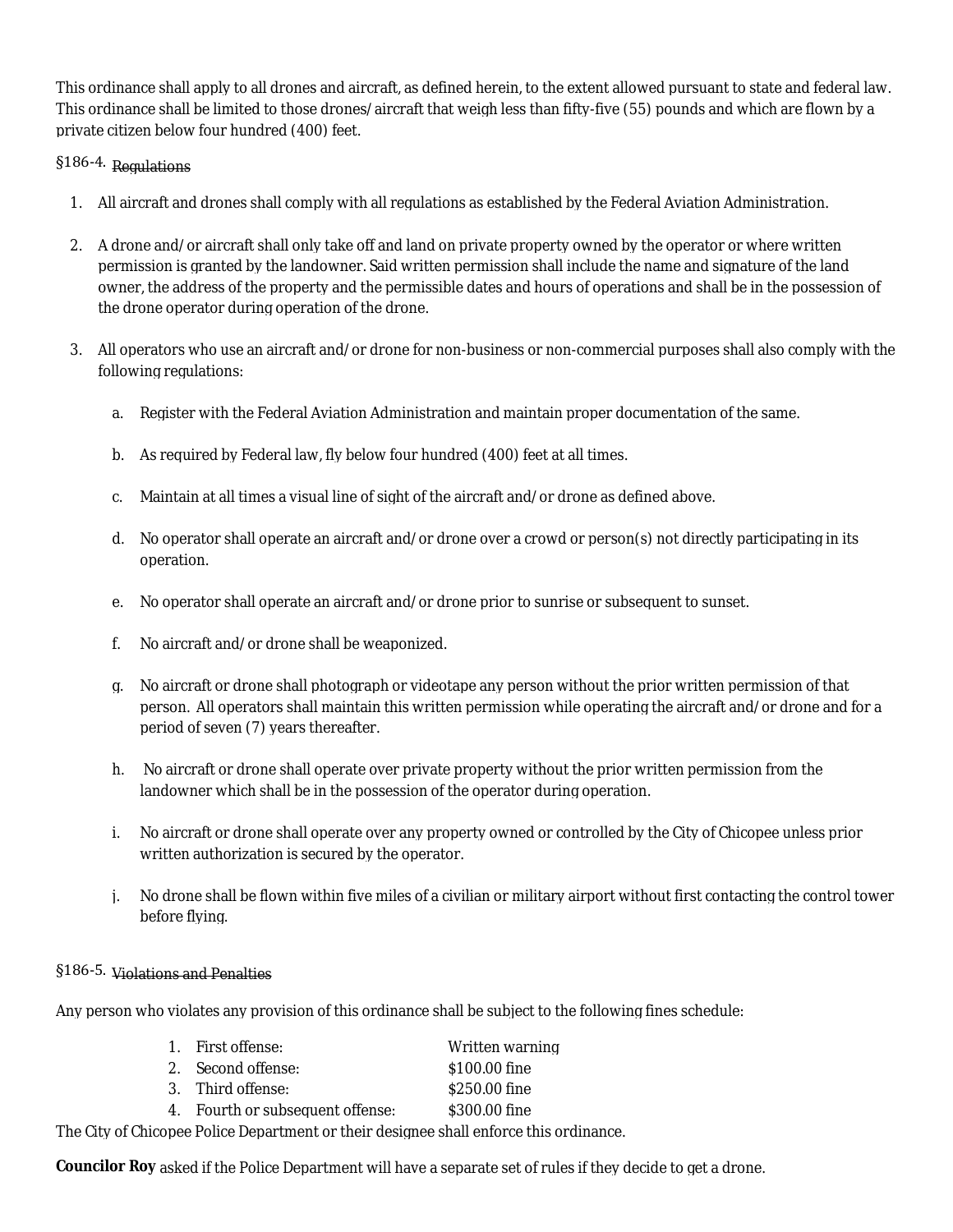This ordinance shall apply to all drones and aircraft, as defined herein, to the extent allowed pursuant to state and federal law. This ordinance shall be limited to those drones/aircraft that weigh less than fifty-five (55) pounds and which are flown by a private citizen below four hundred (400) feet.

§186-4. ~~Regulations~~

1. All aircraft and drones shall comply with all regulations as established by the Federal Aviation Administration.
2. A drone and/or aircraft shall only take off and land on private property owned by the operator or where written permission is granted by the landowner. Said written permission shall include the name and signature of the land owner, the address of the property and the permissible dates and hours of operations and shall be in the possession of the drone operator during operation of the drone.
3. All operators who use an aircraft and/or drone for non-business or non-commercial purposes shall also comply with the following regulations:
   a. Register with the Federal Aviation Administration and maintain proper documentation of the same.
   b. As required by Federal law, fly below four hundred (400) feet at all times.
   c. Maintain at all times a visual line of sight of the aircraft and/or drone as defined above.
   d. No operator shall operate an aircraft and/or drone over a crowd or person(s) not directly participating in its operation.
   e. No operator shall operate an aircraft and/or drone prior to sunrise or subsequent to sunset.
   f. No aircraft and/or drone shall be weaponized.
   g. No aircraft or drone shall photograph or videotape any person without the prior written permission of that person. All operators shall maintain this written permission while operating the aircraft and/or drone and for a period of seven (7) years thereafter.
   h. No aircraft or drone shall operate over private property without the prior written permission from the landowner which shall be in the possession of the operator during operation.
   i. No aircraft or drone shall operate over any property owned or controlled by the City of Chicopee unless prior written authorization is secured by the operator.
   j. No drone shall be flown within five miles of a civilian or military airport without first contacting the control tower before flying.

§186-5. ~~Violations and Penalties~~

Any person who violates any provision of this ordinance shall be subject to the following fines schedule:

1. First offense: Written warning
2. Second offense: $100.00 fine
3. Third offense: $250.00 fine
4. Fourth or subsequent offense: $300.00 fine

The City of Chicopee Police Department or their designee shall enforce this ordinance.

**Councilor Roy** asked if the Police Department will have a separate set of rules if they decide to get a drone.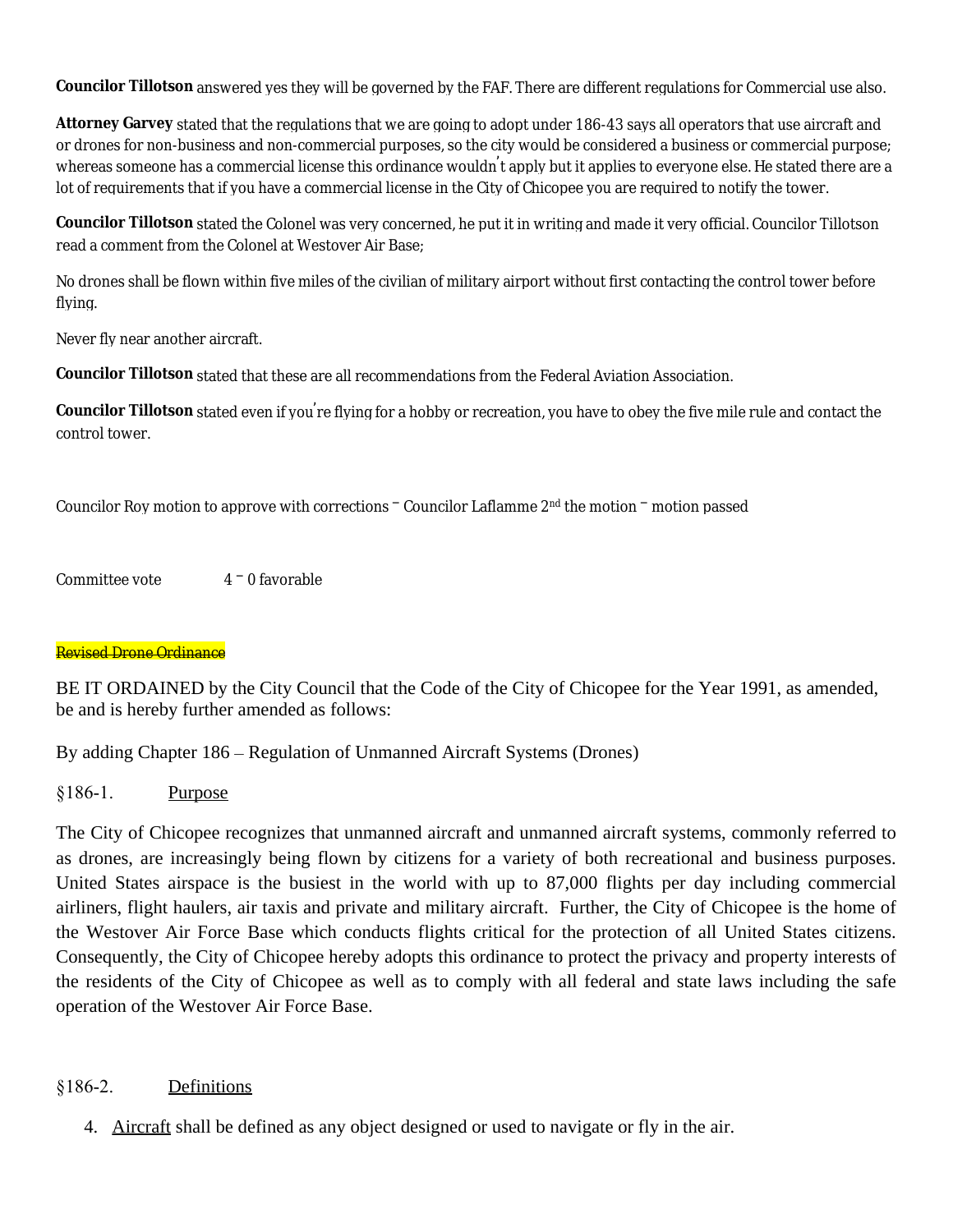**Councilor Tillotson** answered yes they will be governed by the FAF. There are different regulations for Commercial use also.

**Attorney Garvey** stated that the regulations that we are going to adopt under 186-43 says all operators that use aircraft and or drones for non-business and non-commercial purposes, so the city would be considered a business or commercial purpose; whereas someone has a commercial license this ordinance wouldn't apply but it applies to everyone else. He stated there are a lot of requirements that if you have a commercial license in the City of Chicopee you are required to notify the tower.

**Councilor Tillotson** stated the Colonel was very concerned, he put it in writing and made it very official. Councilor Tillotson read a comment from the Colonel at Westover Air Base;

No drones shall be flown within five miles of the civilian of military airport without first contacting the control tower before flying.

Never fly near another aircraft.

**Councilor Tillotson** stated that these are all recommendations from the Federal Aviation Association.

**Councilor Tillotson** stated even if you're flying for a hobby or recreation, you have to obey the five mile rule and contact the control tower.

Councilor Roy motion to approve with corrections – Councilor Laflamme 2nd the motion – motion passed

Committee vote 4 – 0 favorable

~~Revised Drone Ordinance~~

BE IT ORDAINED by the City Council that the Code of the City of Chicopee for the Year 1991, as amended, be and is hereby further amended as follows:

By adding Chapter 186 – Regulation of Unmanned Aircraft Systems (Drones)

§186-1. Purpose

The City of Chicopee recognizes that unmanned aircraft and unmanned aircraft systems, commonly referred to as drones, are increasingly being flown by citizens for a variety of both recreational and business purposes. United States airspace is the busiest in the world with up to 87,000 flights per day including commercial airliners, flight haulers, air taxis and private and military aircraft. Further, the City of Chicopee is the home of the Westover Air Force Base which conducts flights critical for the protection of all United States citizens. Consequently, the City of Chicopee hereby adopts this ordinance to protect the privacy and property interests of the residents of the City of Chicopee as well as to comply with all federal and state laws including the safe operation of the Westover Air Force Base.

§186-2. Definitions

4. Aircraft shall be defined as any object designed or used to navigate or fly in the air.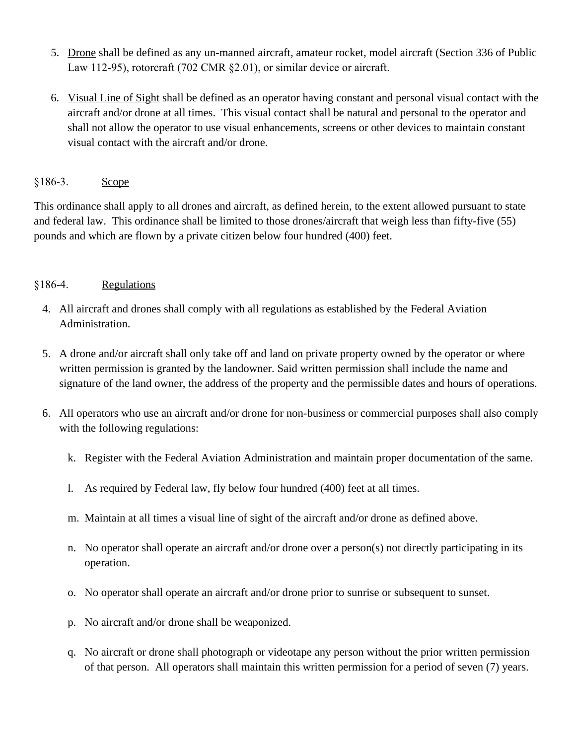5. <u>Drone</u> shall be defined as any un-manned aircraft, amateur rocket, model aircraft (Section 336 of Public Law 112-95), rotorcraft (702 CMR §2.01), or similar device or aircraft.

6. <u>Visual Line of Sight</u> shall be defined as an operator having constant and personal visual contact with the aircraft and/or drone at all times. This visual contact shall be natural and personal to the operator and shall not allow the operator to use visual enhancements, screens or other devices to maintain constant visual contact with the aircraft and/or drone.

§186-3. <u>Scope</u>

This ordinance shall apply to all drones and aircraft, as defined herein, to the extent allowed pursuant to state and federal law. This ordinance shall be limited to those drones/aircraft that weigh less than fifty-five (55) pounds and which are flown by a private citizen below four hundred (400) feet.

§186-4. <u>Regulations</u>

4. All aircraft and drones shall comply with all regulations as established by the Federal Aviation Administration.

5. A drone and/or aircraft shall only take off and land on private property owned by the operator or where written permission is granted by the landowner. Said written permission shall include the name and signature of the land owner, the address of the property and the permissible dates and hours of operations.

6. All operators who use an aircraft and/or drone for non-business or commercial purposes shall also comply with the following regulations:

   k. Register with the Federal Aviation Administration and maintain proper documentation of the same.

   l. As required by Federal law, fly below four hundred (400) feet at all times.

   m. Maintain at all times a visual line of sight of the aircraft and/or drone as defined above.

   n. No operator shall operate an aircraft and/or drone over a person(s) not directly participating in its operation.

   o. No operator shall operate an aircraft and/or drone prior to sunrise or subsequent to sunset.

   p. No aircraft and/or drone shall be weaponized.

   q. No aircraft or drone shall photograph or videotape any person without the prior written permission of that person. All operators shall maintain this written permission for a period of seven (7) years.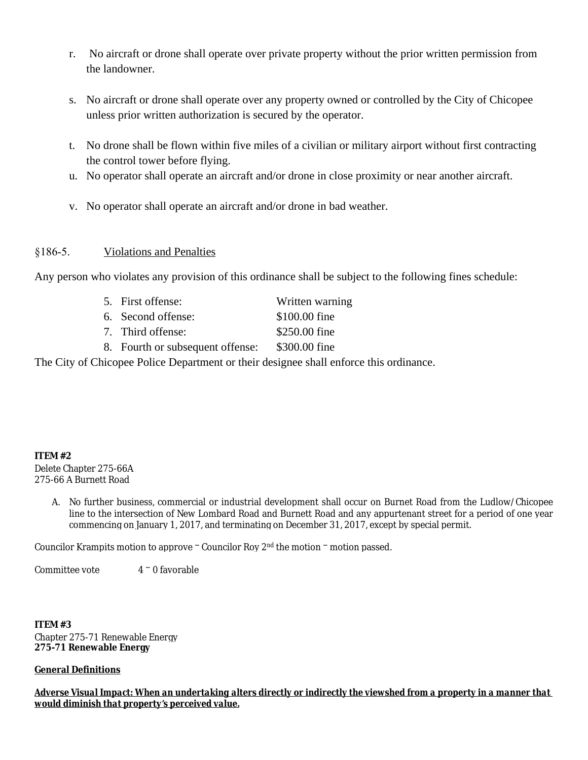r. No aircraft or drone shall operate over private property without the prior written permission from the landowner.

s. No aircraft or drone shall operate over any property owned or controlled by the City of Chicopee unless prior written authorization is secured by the operator.

t. No drone shall be flown within five miles of a civilian or military airport without first contracting the control tower before flying.

u. No operator shall operate an aircraft and/or drone in close proximity or near another aircraft.

v. No operator shall operate an aircraft and/or drone in bad weather.

§186-5. <u>Violations and Penalties</u>

Any person who violates any provision of this ordinance shall be subject to the following fines schedule:

5. First offense: Written warning
6. Second offense: $100.00 fine
7. Third offense: $250.00 fine
8. Fourth or subsequent offense: $300.00 fine

The City of Chicopee Police Department or their designee shall enforce this ordinance.

**ITEM #2**
Delete Chapter 275-66A
275-66 A Burnett Road

A. No further business, commercial or industrial development shall occur on Burnet Road from the Ludlow/Chicopee line to the intersection of New Lombard Road and Burnett Road and any appurtenant street for a period of one year commencing on January 1, 2017, and terminating on December 31, 2017, except by special permit.

Councilor Krampits motion to approve – Councilor Roy 2nd the motion – motion passed.

Committee vote 4 – 0 favorable

**ITEM #3**
Chapter 275-71 Renewable Energy
**275-71 Renewable Energy**

**<u>General Definitions</u>**

***<u>Adverse Visual Impact: When an undertaking alters directly or indirectly the viewshed from a property in a manner that would diminish that property's perceived value.</u>***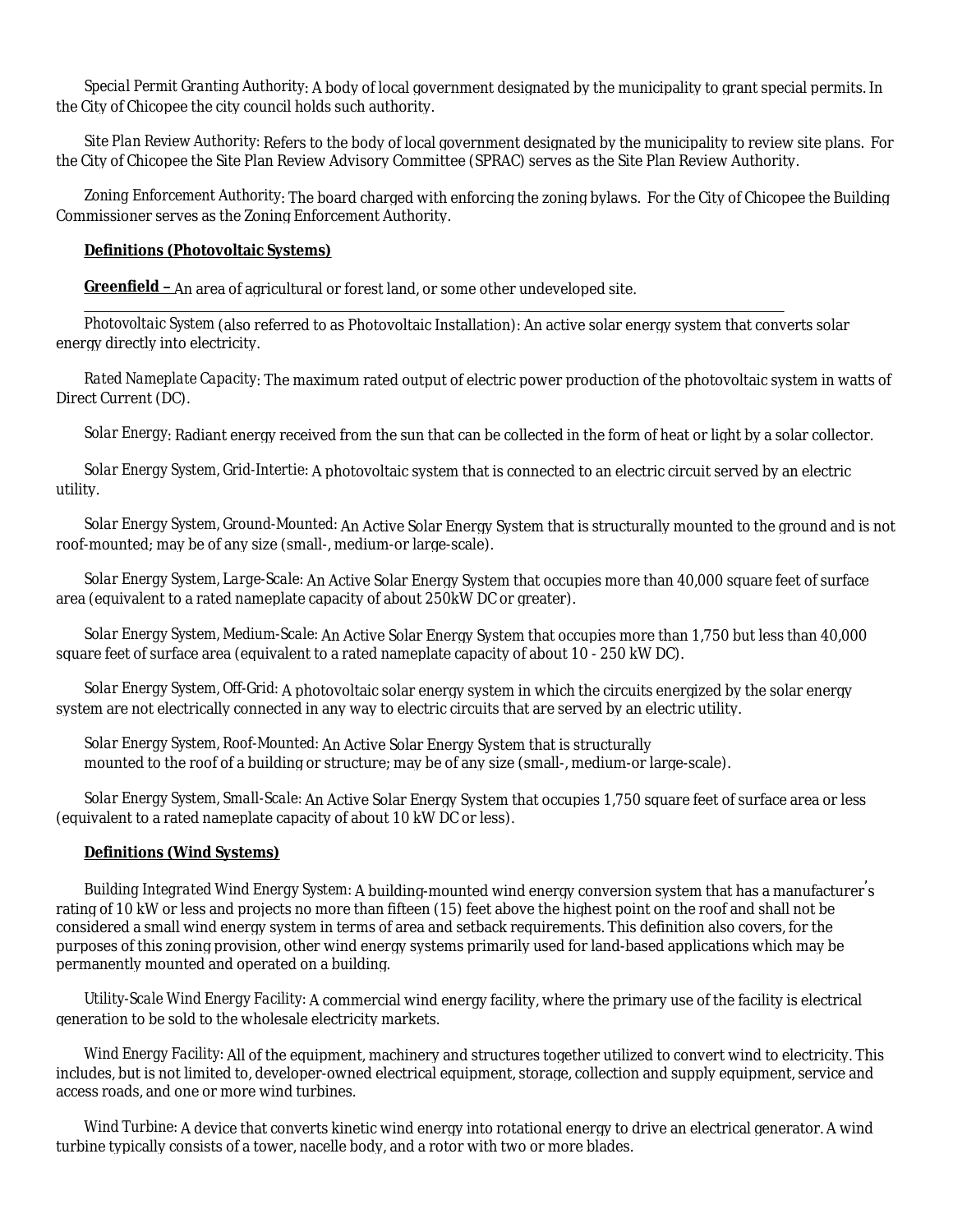*Special Permit Granting Authority*: A body of local government designated by the municipality to grant special permits. In the City of Chicopee the city council holds such authority.

*Site Plan Review Authority*: Refers to the body of local government designated by the municipality to review site plans. For the City of Chicopee the Site Plan Review Advisory Committee (SPRAC) serves as the Site Plan Review Authority.

*Zoning Enforcement Authority*: The board charged with enforcing the zoning bylaws. For the City of Chicopee the Building Commissioner serves as the Zoning Enforcement Authority.

**Definitions (Photovoltaic Systems)**

**Greenfield –** An area of agricultural or forest land, or some other undeveloped site.

*Photovoltaic System* (also referred to as Photovoltaic Installation): An active solar energy system that converts solar energy directly into electricity.

*Rated Nameplate Capacity*: The maximum rated output of electric power production of the photovoltaic system in watts of Direct Current (DC).

*Solar Energy*: Radiant energy received from the sun that can be collected in the form of heat or light by a solar collector.

*Solar Energy System, Grid-Intertie*: A photovoltaic system that is connected to an electric circuit served by an electric utility.

*Solar Energy System, Ground-Mounted*: An Active Solar Energy System that is structurally mounted to the ground and is not roof-mounted; may be of any size (small-, medium-or large-scale).

*Solar Energy System, Large-Scale*: An Active Solar Energy System that occupies more than 40,000 square feet of surface area (equivalent to a rated nameplate capacity of about 250kW DC or greater).

*Solar Energy System, Medium-Scale*: An Active Solar Energy System that occupies more than 1,750 but less than 40,000 square feet of surface area (equivalent to a rated nameplate capacity of about 10 - 250 kW DC).

*Solar Energy System, Off-Grid*: A photovoltaic solar energy system in which the circuits energized by the solar energy system are not electrically connected in any way to electric circuits that are served by an electric utility.

*Solar Energy System, Roof-Mounted*: An Active Solar Energy System that is structurally mounted to the roof of a building or structure; may be of any size (small-, medium-or large-scale).

*Solar Energy System, Small-Scale*: An Active Solar Energy System that occupies 1,750 square feet of surface area or less (equivalent to a rated nameplate capacity of about 10 kW DC or less).

**Definitions (Wind Systems)**

*Building Integrated Wind Energy System*: A building-mounted wind energy conversion system that has a manufacturer's rating of 10 kW or less and projects no more than fifteen (15) feet above the highest point on the roof and shall not be considered a small wind energy system in terms of area and setback requirements. This definition also covers, for the purposes of this zoning provision, other wind energy systems primarily used for land-based applications which may be permanently mounted and operated on a building.

*Utility-Scale Wind Energy Facility*: A commercial wind energy facility, where the primary use of the facility is electrical generation to be sold to the wholesale electricity markets.

*Wind Energy Facility*: All of the equipment, machinery and structures together utilized to convert wind to electricity. This includes, but is not limited to, developer-owned electrical equipment, storage, collection and supply equipment, service and access roads, and one or more wind turbines.

*Wind Turbine*: A device that converts kinetic wind energy into rotational energy to drive an electrical generator. A wind turbine typically consists of a tower, nacelle body, and a rotor with two or more blades.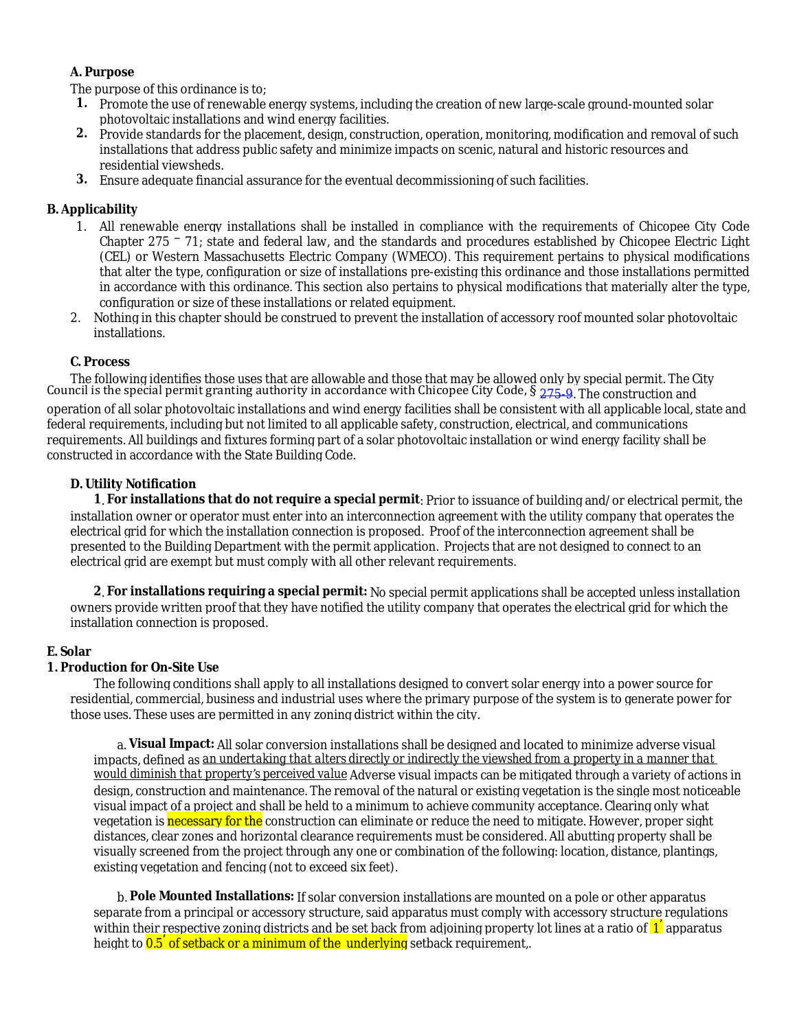**A. Purpose**

The purpose of this ordinance is to;

1. Promote the use of renewable energy systems, including the creation of new large-scale ground-mounted solar photovoltaic installations and wind energy facilities.
2. Provide standards for the placement, design, construction, operation, monitoring, modification and removal of such installations that address public safety and minimize impacts on scenic, natural and historic resources and residential viewsheds.
3. Ensure adequate financial assurance for the eventual decommissioning of such facilities.

**B. Applicability**

1. All renewable energy installations shall be installed in compliance with the requirements of Chicopee City Code Chapter 275 – 71; state and federal law, and the standards and procedures established by Chicopee Electric Light (CEL) or Western Massachusetts Electric Company (WMECO). This requirement pertains to physical modifications that alter the type, configuration or size of installations pre-existing this ordinance and those installations permitted in accordance with this ordinance. This section also pertains to physical modifications that materially alter the type, configuration or size of these installations or related equipment.
2. Nothing in this chapter should be construed to prevent the installation of accessory roof mounted solar photovoltaic installations.

**C. Process**

The following identifies those uses that are allowable and those that may be allowed only by special permit. The City Council is the special permit granting authority in accordance with Chicopee City Code, § 275-9. The construction and operation of all solar photovoltaic installations and wind energy facilities shall be consistent with all applicable local, state and federal requirements, including but not limited to all applicable safety, construction, electrical, and communications requirements. All buildings and fixtures forming part of a solar photovoltaic installation or wind energy facility shall be constructed in accordance with the State Building Code.

**D. Utility Notification**

**1. For installations that do not require a special permit**: Prior to issuance of building and/or electrical permit, the installation owner or operator must enter into an interconnection agreement with the utility company that operates the electrical grid for which the installation connection is proposed. Proof of the interconnection agreement shall be presented to the Building Department with the permit application. Projects that are not designed to connect to an electrical grid are exempt but must comply with all other relevant requirements.

**2. For installations requiring a special permit:** No special permit applications shall be accepted unless installation owners provide written proof that they have notified the utility company that operates the electrical grid for which the installation connection is proposed.

**E. Solar**

**1. Production for On-Site Use**

The following conditions shall apply to all installations designed to convert solar energy into a power source for residential, commercial, business and industrial uses where the primary purpose of the system is to generate power for those uses. These uses are permitted in any zoning district within the city.

a. **Visual Impact:** All solar conversion installations shall be designed and located to minimize adverse visual impacts, defined as *an undertaking that alters directly or indirectly the viewshed from a property in a manner that would diminish that property's perceived value* Adverse visual impacts can be mitigated through a variety of actions in design, construction and maintenance. The removal of the natural or existing vegetation is the single most noticeable visual impact of a project and shall be held to a minimum to achieve community acceptance. Clearing only what vegetation is necessary for the construction can eliminate or reduce the need to mitigate. However, proper sight distances, clear zones and horizontal clearance requirements must be considered. All abutting property shall be visually screened from the project through any one or combination of the following: location, distance, plantings, existing vegetation and fencing (not to exceed six feet).

b. **Pole Mounted Installations:** If solar conversion installations are mounted on a pole or other apparatus separate from a principal or accessory structure, said apparatus must comply with accessory structure regulations within their respective zoning districts and be set back from adjoining property lot lines at a ratio of 1' apparatus height to 0.5' of setback or a minimum of the underlying setback requirement,.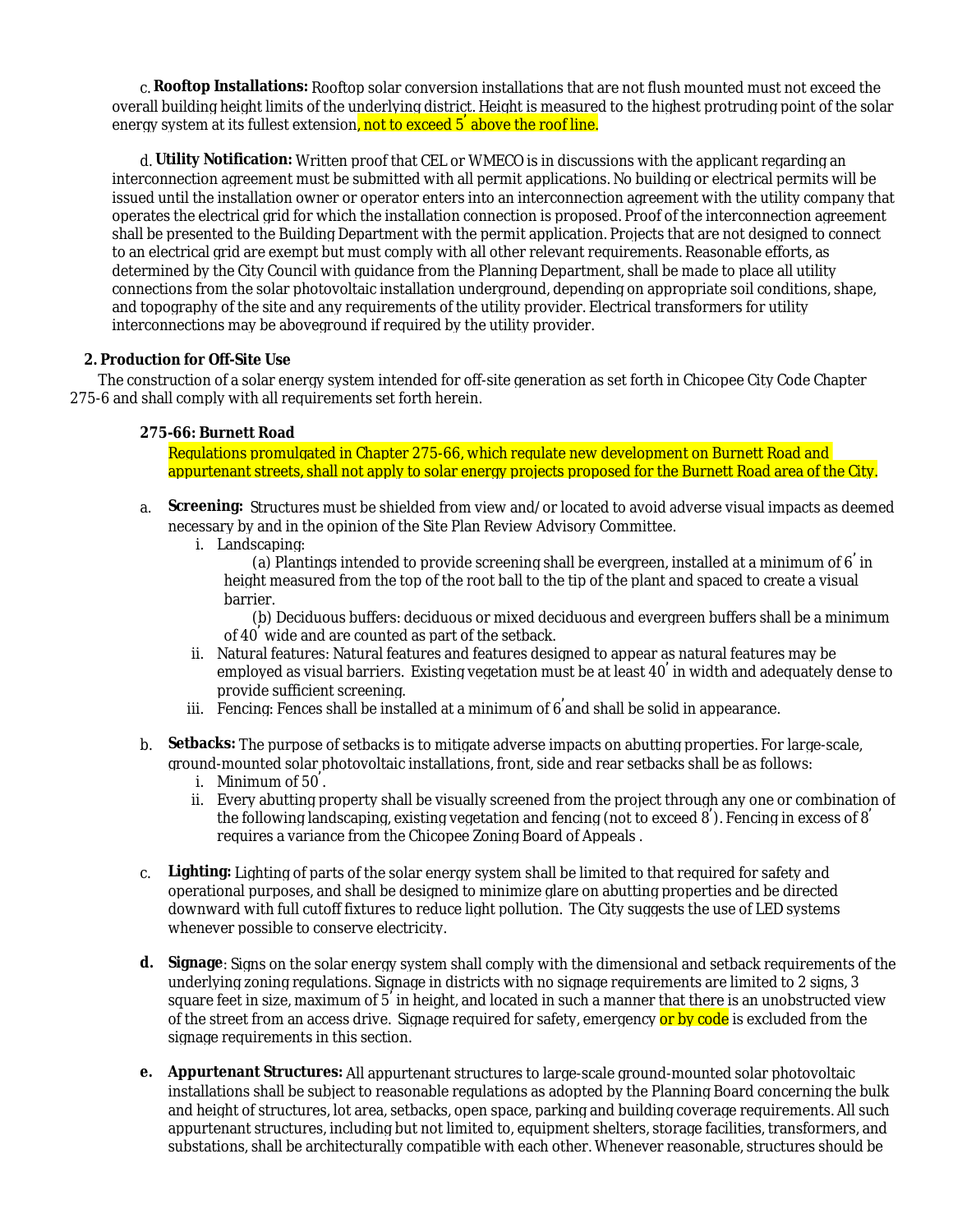c. **Rooftop Installations:** Rooftop solar conversion installations that are not flush mounted must not exceed the overall building height limits of the underlying district. Height is measured to the highest protruding point of the solar energy system at its fullest extension, not to exceed 5′ above the roof line.

d. **Utility Notification:** Written proof that CEL or WMECO is in discussions with the applicant regarding an interconnection agreement must be submitted with all permit applications. No building or electrical permits will be issued until the installation owner or operator enters into an interconnection agreement with the utility company that operates the electrical grid for which the installation connection is proposed. Proof of the interconnection agreement shall be presented to the Building Department with the permit application. Projects that are not designed to connect to an electrical grid are exempt but must comply with all other relevant requirements. Reasonable efforts, as determined by the City Council with guidance from the Planning Department, shall be made to place all utility connections from the solar photovoltaic installation underground, depending on appropriate soil conditions, shape, and topography of the site and any requirements of the utility provider. Electrical transformers for utility interconnections may be aboveground if required by the utility provider.

**2. Production for Off-Site Use**

The construction of a solar energy system intended for off-site generation as set forth in Chicopee City Code Chapter 275-6 and shall comply with all requirements set forth herein.

**275-66: Burnett Road**

Regulations promulgated in Chapter 275-66, which regulate new development on Burnett Road and appurtenant streets, shall not apply to solar energy projects proposed for the Burnett Road area of the City.

a. **Screening:** Structures must be shielded from view and/or located to avoid adverse visual impacts as deemed necessary by and in the opinion of the Site Plan Review Advisory Committee.

   i. Landscaping:

      (a) Plantings intended to provide screening shall be evergreen, installed at a minimum of 6′ in height measured from the top of the root ball to the tip of the plant and spaced to create a visual barrier.

      (b) Deciduous buffers: deciduous or mixed deciduous and evergreen buffers shall be a minimum of 40′ wide and are counted as part of the setback.

   ii. Natural features: Natural features and features designed to appear as natural features may be employed as visual barriers. Existing vegetation must be at least 40′ in width and adequately dense to provide sufficient screening.

   iii. Fencing: Fences shall be installed at a minimum of 6′ and shall be solid in appearance.

b. **Setbacks:** The purpose of setbacks is to mitigate adverse impacts on abutting properties. For large-scale, ground-mounted solar photovoltaic installations, front, side and rear setbacks shall be as follows:

   i. Minimum of 50′.

   ii. Every abutting property shall be visually screened from the project through any one or combination of the following landscaping, existing vegetation and fencing (not to exceed 8′). Fencing in excess of 8′ requires a variance from the Chicopee Zoning Board of Appeals .

c. **Lighting:** Lighting of parts of the solar energy system shall be limited to that required for safety and operational purposes, and shall be designed to minimize glare on abutting properties and be directed downward with full cutoff fixtures to reduce light pollution. The City suggests the use of LED systems whenever possible to conserve electricity.

**d. Signage**: Signs on the solar energy system shall comply with the dimensional and setback requirements of the underlying zoning regulations. Signage in districts with no signage requirements are limited to 2 signs, 3 square feet in size, maximum of 5′ in height, and located in such a manner that there is an unobstructed view of the street from an access drive. Signage required for safety, emergency or by code is excluded from the signage requirements in this section.

**e. Appurtenant Structures:** All appurtenant structures to large-scale ground-mounted solar photovoltaic installations shall be subject to reasonable regulations as adopted by the Planning Board concerning the bulk and height of structures, lot area, setbacks, open space, parking and building coverage requirements. All such appurtenant structures, including but not limited to, equipment shelters, storage facilities, transformers, and substations, shall be architecturally compatible with each other. Whenever reasonable, structures should be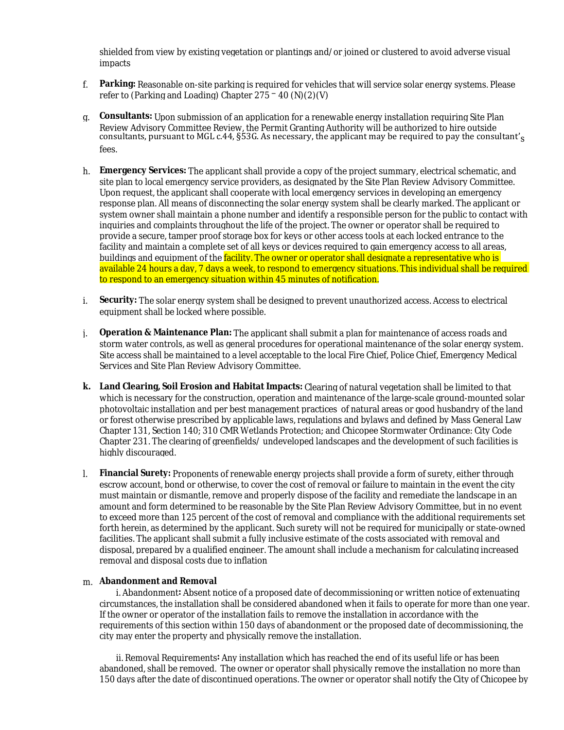shielded from view by existing vegetation or plantings and/ or joined or clustered to avoid adverse visual impacts

f. **Parking:** Reasonable on-site parking is required for vehicles that will service solar energy systems. Please refer to (Parking and Loading) Chapter 275 – 40 (N)(2)(V)

g. **Consultants:** Upon submission of an application for a renewable energy installation requiring Site Plan Review Advisory Committee Review, the Permit Granting Authority will be authorized to hire outside consultants, pursuant to MGL c.44, §53G. As necessary, the applicant may be required to pay the consultant's fees.

h. **Emergency Services:** The applicant shall provide a copy of the project summary, electrical schematic, and site plan to local emergency service providers, as designated by the Site Plan Review Advisory Committee. Upon request, the applicant shall cooperate with local emergency services in developing an emergency response plan. All means of disconnecting the solar energy system shall be clearly marked. The applicant or system owner shall maintain a phone number and identify a responsible person for the public to contact with inquiries and complaints throughout the life of the project. The owner or operator shall be required to provide a secure, tamper proof storage box for keys or other access tools at each locked entrance to the facility and maintain a complete set of all keys or devices required to gain emergency access to all areas, buildings and equipment of the facility. The owner or operator shall designate a representative who is available 24 hours a day, 7 days a week, to respond to emergency situations. This individual shall be required to respond to an emergency situation within 45 minutes of notification.

i. **Security:** The solar energy system shall be designed to prevent unauthorized access. Access to electrical equipment shall be locked where possible.

j. **Operation & Maintenance Plan:** The applicant shall submit a plan for maintenance of access roads and storm water controls, as well as general procedures for operational maintenance of the solar energy system. Site access shall be maintained to a level acceptable to the local Fire Chief, Police Chief, Emergency Medical Services and Site Plan Review Advisory Committee.

**k. Land Clearing, Soil Erosion and Habitat Impacts:** Clearing of natural vegetation shall be limited to that which is necessary for the construction, operation and maintenance of the large-scale ground-mounted solar photovoltaic installation and per best management practices of natural areas or good husbandry of the land or forest otherwise prescribed by applicable laws, regulations and bylaws and defined by Mass General Law Chapter 131, Section 140; 310 CMR Wetlands Protection; and Chicopee Stormwater Ordinance: City Code Chapter 231. The clearing of greenfields/ undeveloped landscapes and the development of such facilities is highly discouraged.

l. **Financial Surety:** Proponents of renewable energy projects shall provide a form of surety, either through escrow account, bond or otherwise, to cover the cost of removal or failure to maintain in the event the city must maintain or dismantle, remove and properly dispose of the facility and remediate the landscape in an amount and form determined to be reasonable by the Site Plan Review Advisory Committee, but in no event to exceed more than 125 percent of the cost of removal and compliance with the additional requirements set forth herein, as determined by the applicant. Such surety will not be required for municipally or state-owned facilities. The applicant shall submit a fully inclusive estimate of the costs associated with removal and disposal, prepared by a qualified engineer. The amount shall include a mechanism for calculating increased removal and disposal costs due to inflation

m. **Abandonment and Removal**

i. Abandonment: Absent notice of a proposed date of decommissioning or written notice of extenuating circumstances, the installation shall be considered abandoned when it fails to operate for more than one year. If the owner or operator of the installation fails to remove the installation in accordance with the requirements of this section within 150 days of abandonment or the proposed date of decommissioning, the city may enter the property and physically remove the installation.

ii. Removal Requirements: Any installation which has reached the end of its useful life or has been abandoned, shall be removed. The owner or operator shall physically remove the installation no more than 150 days after the date of discontinued operations. The owner or operator shall notify the City of Chicopee by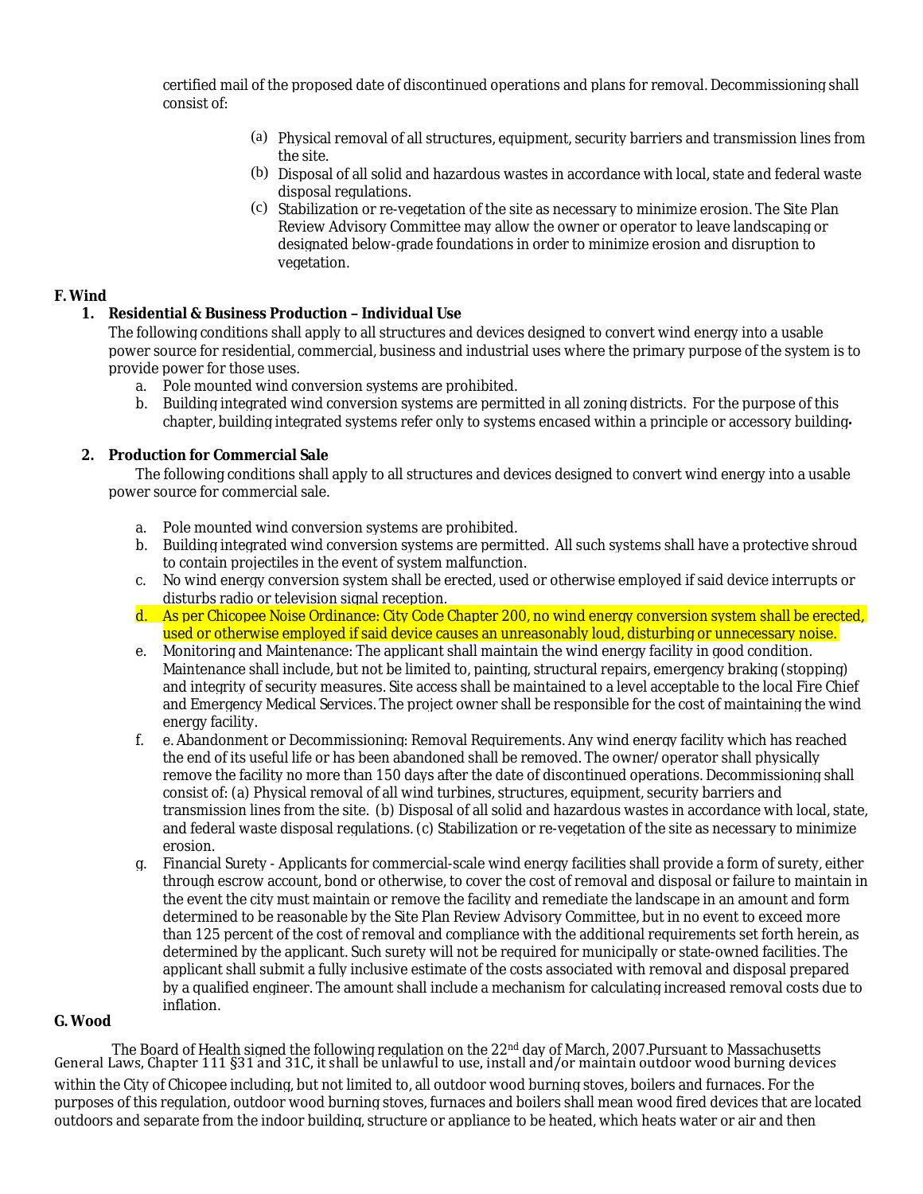certified mail of the proposed date of discontinued operations and plans for removal. Decommissioning shall consist of:

(a) Physical removal of all structures, equipment, security barriers and transmission lines from the site.

(b) Disposal of all solid and hazardous wastes in accordance with local, state and federal waste disposal regulations.

(c) Stabilization or re-vegetation of the site as necessary to minimize erosion. The Site Plan Review Advisory Committee may allow the owner or operator to leave landscaping or designated below-grade foundations in order to minimize erosion and disruption to vegetation.

**F. Wind**

1. **Residential & Business Production – Individual Use**
   The following conditions shall apply to all structures and devices designed to convert wind energy into a usable power source for residential, commercial, business and industrial uses where the primary purpose of the system is to provide power for those uses.
   a. Pole mounted wind conversion systems are prohibited.
   b. Building integrated wind conversion systems are permitted in all zoning districts. For the purpose of this chapter, building integrated systems refer only to systems encased within a principle or accessory building.

2. **Production for Commercial Sale**
   The following conditions shall apply to all structures and devices designed to convert wind energy into a usable power source for commercial sale.

   a. Pole mounted wind conversion systems are prohibited.
   b. Building integrated wind conversion systems are permitted. All such systems shall have a protective shroud to contain projectiles in the event of system malfunction.
   c. No wind energy conversion system shall be erected, used or otherwise employed if said device interrupts or disturbs radio or television signal reception.
   d. As per Chicopee Noise Ordinance: City Code Chapter 200, no wind energy conversion system shall be erected, used or otherwise employed if said device causes an unreasonably loud, disturbing or unnecessary noise.
   e. Monitoring and Maintenance: The applicant shall maintain the wind energy facility in good condition. Maintenance shall include, but not be limited to, painting, structural repairs, emergency braking (stopping) and integrity of security measures. Site access shall be maintained to a level acceptable to the local Fire Chief and Emergency Medical Services. The project owner shall be responsible for the cost of maintaining the wind energy facility.
   f. e. Abandonment or Decommissioning: Removal Requirements. Any wind energy facility which has reached the end of its useful life or has been abandoned shall be removed. The owner/ operator shall physically remove the facility no more than 150 days after the date of discontinued operations. Decommissioning shall consist of: (a) Physical removal of all wind turbines, structures, equipment, security barriers and transmission lines from the site. (b) Disposal of all solid and hazardous wastes in accordance with local, state, and federal waste disposal regulations. (c) Stabilization or re-vegetation of the site as necessary to minimize erosion.
   g. Financial Surety - Applicants for commercial-scale wind energy facilities shall provide a form of surety, either through escrow account, bond or otherwise, to cover the cost of removal and disposal or failure to maintain in the event the city must maintain or remove the facility and remediate the landscape in an amount and form determined to be reasonable by the Site Plan Review Advisory Committee, but in no event to exceed more than 125 percent of the cost of removal and compliance with the additional requirements set forth herein, as determined by the applicant. Such surety will not be required for municipally or state-owned facilities. The applicant shall submit a fully inclusive estimate of the costs associated with removal and disposal prepared by a qualified engineer. The amount shall include a mechanism for calculating increased removal costs due to inflation.

**G. Wood**

The Board of Health signed the following regulation on the 22nd day of March, 2007.Pursuant to Massachusetts General Laws, Chapter 111 §31 and 31C, it shall be unlawful to use, install and/or maintain outdoor wood burning devices within the City of Chicopee including, but not limited to, all outdoor wood burning stoves, boilers and furnaces. For the purposes of this regulation, outdoor wood burning stoves, furnaces and boilers shall mean wood fired devices that are located outdoors and separate from the indoor building, structure or appliance to be heated, which heats water or air and then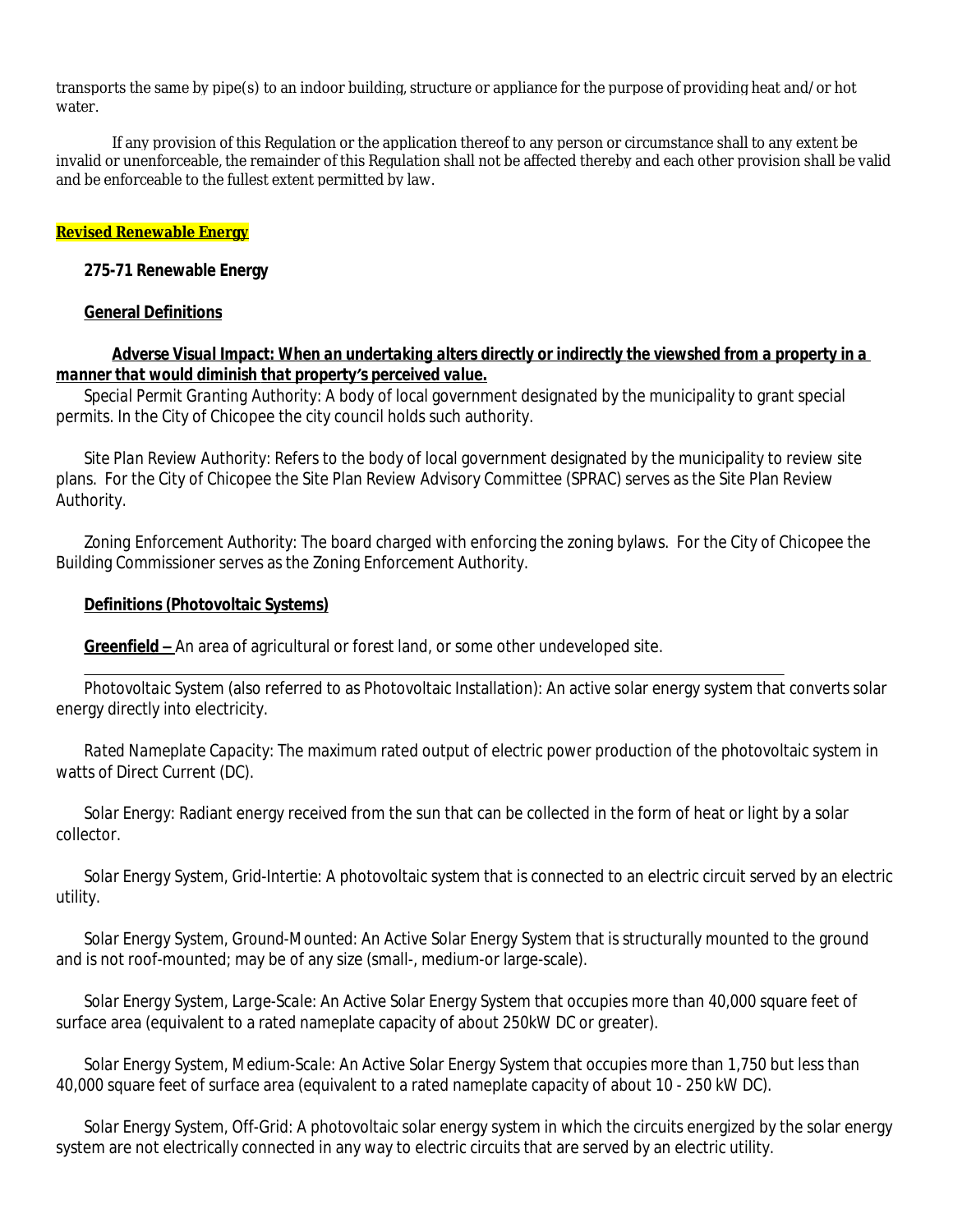transports the same by pipe(s) to an indoor building, structure or appliance for the purpose of providing heat and/or hot water.

If any provision of this Regulation or the application thereof to any person or circumstance shall to any extent be invalid or unenforceable, the remainder of this Regulation shall not be affected thereby and each other provision shall be valid and be enforceable to the fullest extent permitted by law.

**Revised Renewable Energy**

**275-71 Renewable Energy**

**General Definitions**

***Adverse Visual Impact: When an undertaking alters directly or indirectly the viewshed from a property in a manner that would diminish that property's perceived value.***

Special Permit Granting Authority: A body of local government designated by the municipality to grant special permits. In the City of Chicopee the city council holds such authority.

Site Plan Review Authority: Refers to the body of local government designated by the municipality to review site plans. For the City of Chicopee the Site Plan Review Advisory Committee (SPRAC) serves as the Site Plan Review Authority.

Zoning Enforcement Authority: The board charged with enforcing the zoning bylaws. For the City of Chicopee the Building Commissioner serves as the Zoning Enforcement Authority.

**Definitions (Photovoltaic Systems)**

**Greenfield –** An area of agricultural or forest land, or some other undeveloped site.

---

Photovoltaic System (also referred to as Photovoltaic Installation): An active solar energy system that converts solar energy directly into electricity.

Rated Nameplate Capacity: The maximum rated output of electric power production of the photovoltaic system in watts of Direct Current (DC).

Solar Energy: Radiant energy received from the sun that can be collected in the form of heat or light by a solar collector.

Solar Energy System, Grid-Intertie: A photovoltaic system that is connected to an electric circuit served by an electric utility.

Solar Energy System, Ground-Mounted: An Active Solar Energy System that is structurally mounted to the ground and is not roof-mounted; may be of any size (small-, medium-or large-scale).

Solar Energy System, Large-Scale: An Active Solar Energy System that occupies more than 40,000 square feet of surface area (equivalent to a rated nameplate capacity of about 250kW DC or greater).

Solar Energy System, Medium-Scale: An Active Solar Energy System that occupies more than 1,750 but less than 40,000 square feet of surface area (equivalent to a rated nameplate capacity of about 10 - 250 kW DC).

Solar Energy System, Off-Grid: A photovoltaic solar energy system in which the circuits energized by the solar energy system are not electrically connected in any way to electric circuits that are served by an electric utility.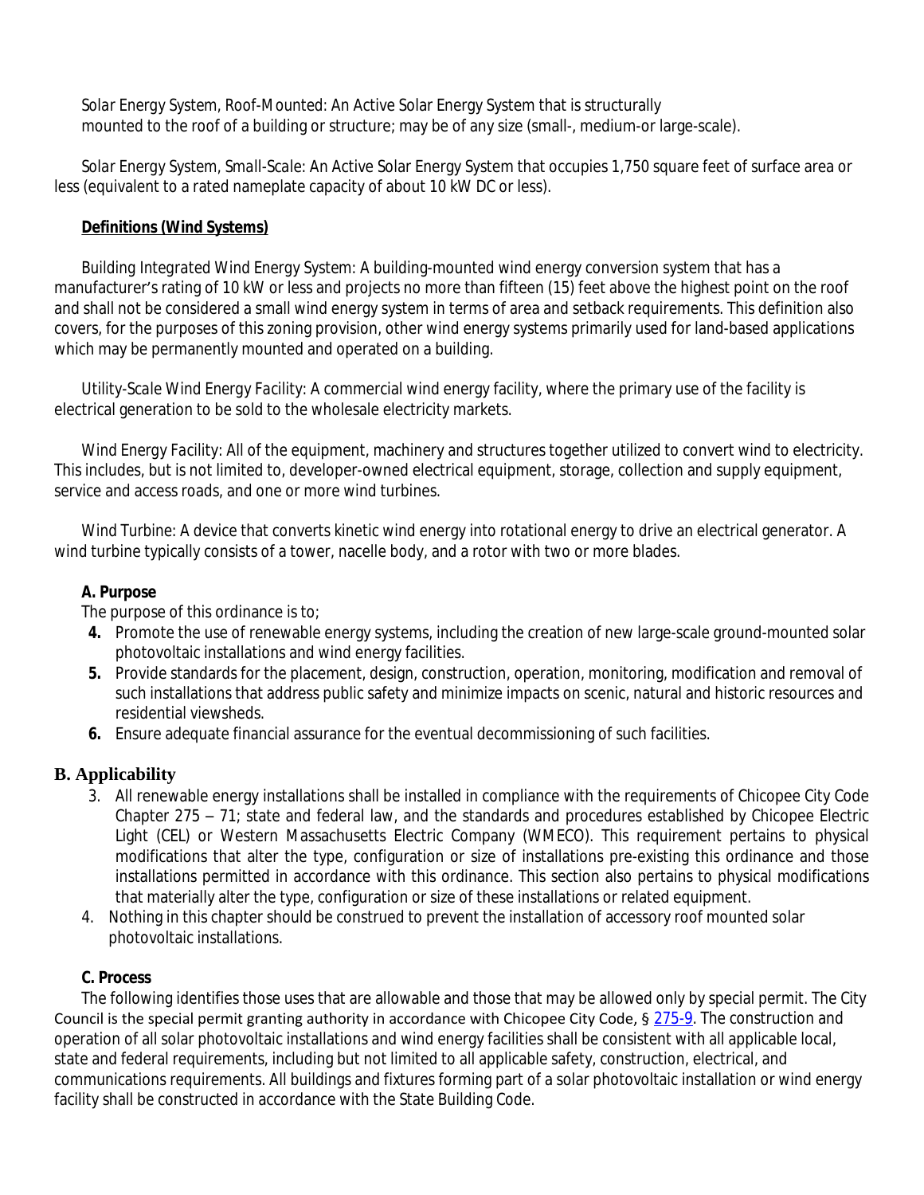*Solar Energy System, Roof-Mounted*: An Active Solar Energy System that is structurally mounted to the roof of a building or structure; may be of any size (small-, medium-or large-scale).

*Solar Energy System, Small-Scale*: An Active Solar Energy System that occupies 1,750 square feet of surface area or less (equivalent to a rated nameplate capacity of about 10 kW DC or less).

**Definitions (Wind Systems)**

*Building Integrated Wind Energy System*: A building-mounted wind energy conversion system that has a manufacturer's rating of 10 kW or less and projects no more than fifteen (15) feet above the highest point on the roof and shall not be considered a small wind energy system in terms of area and setback requirements. This definition also covers, for the purposes of this zoning provision, other wind energy systems primarily used for land-based applications which may be permanently mounted and operated on a building.

*Utility-Scale Wind Energy Facility*: A commercial wind energy facility, where the primary use of the facility is electrical generation to be sold to the wholesale electricity markets.

*Wind Energy Facility*: All of the equipment, machinery and structures together utilized to convert wind to electricity. This includes, but is not limited to, developer-owned electrical equipment, storage, collection and supply equipment, service and access roads, and one or more wind turbines.

*Wind Turbine*: A device that converts kinetic wind energy into rotational energy to drive an electrical generator. A wind turbine typically consists of a tower, nacelle body, and a rotor with two or more blades.

**A. Purpose**

The purpose of this ordinance is to;

4. Promote the use of renewable energy systems, including the creation of new large-scale ground-mounted solar photovoltaic installations and wind energy facilities.
5. Provide standards for the placement, design, construction, operation, monitoring, modification and removal of such installations that address public safety and minimize impacts on scenic, natural and historic resources and residential viewsheds.
6. Ensure adequate financial assurance for the eventual decommissioning of such facilities.

## B. Applicability

3. All renewable energy installations shall be installed in compliance with the requirements of Chicopee City Code Chapter 275 – 71; state and federal law, and the standards and procedures established by Chicopee Electric Light (CEL) or Western Massachusetts Electric Company (WMECO). This requirement pertains to physical modifications that alter the type, configuration or size of installations pre-existing this ordinance and those installations permitted in accordance with this ordinance. This section also pertains to physical modifications that materially alter the type, configuration or size of these installations or related equipment.
4. Nothing in this chapter should be construed to prevent the installation of accessory roof mounted solar photovoltaic installations.

**C. Process**

The following identifies those uses that are allowable and those that may be allowed only by special permit. The City Council is the special permit granting authority in accordance with Chicopee City Code, § 275-9. The construction and operation of all solar photovoltaic installations and wind energy facilities shall be consistent with all applicable local, state and federal requirements, including but not limited to all applicable safety, construction, electrical, and communications requirements. All buildings and fixtures forming part of a solar photovoltaic installation or wind energy facility shall be constructed in accordance with the State Building Code.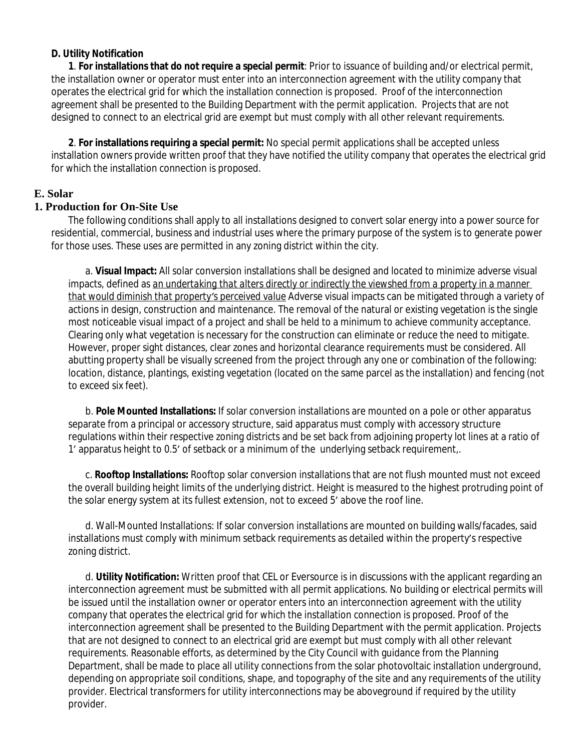**D. Utility Notification**

**1**. **For installations that do not require a special permit**: Prior to issuance of building and/or electrical permit, the installation owner or operator must enter into an interconnection agreement with the utility company that operates the electrical grid for which the installation connection is proposed. Proof of the interconnection agreement shall be presented to the Building Department with the permit application. Projects that are not designed to connect to an electrical grid are exempt but must comply with all other relevant requirements.

**2**. **For installations requiring a special permit:** No special permit applications shall be accepted unless installation owners provide written proof that they have notified the utility company that operates the electrical grid for which the installation connection is proposed.

## E. Solar

### 1. Production for On-Site Use

The following conditions shall apply to all installations designed to convert solar energy into a power source for residential, commercial, business and industrial uses where the primary purpose of the system is to generate power for those uses. These uses are permitted in any zoning district within the city.

a. **Visual Impact:** All solar conversion installations shall be designed and located to minimize adverse visual impacts, defined as *an undertaking that alters directly or indirectly the viewshed from a property in a manner that would diminish that property's perceived value* Adverse visual impacts can be mitigated through a variety of actions in design, construction and maintenance. The removal of the natural or existing vegetation is the single most noticeable visual impact of a project and shall be held to a minimum to achieve community acceptance. Clearing only what vegetation is necessary for the construction can eliminate or reduce the need to mitigate. However, proper sight distances, clear zones and horizontal clearance requirements must be considered. All abutting property shall be visually screened from the project through any one or combination of the following: location, distance, plantings, existing vegetation (located on the same parcel as the installation) and fencing (not to exceed six feet).

b. **Pole Mounted Installations:** If solar conversion installations are mounted on a pole or other apparatus separate from a principal or accessory structure, said apparatus must comply with accessory structure regulations within their respective zoning districts and be set back from adjoining property lot lines at a ratio of 1' apparatus height to 0.5' of setback or a minimum of the underlying setback requirement,.

c. **Rooftop Installations:** Rooftop solar conversion installations that are not flush mounted must not exceed the overall building height limits of the underlying district. Height is measured to the highest protruding point of the solar energy system at its fullest extension, not to exceed 5' above the roof line.

d. Wall-Mounted Installations: If solar conversion installations are mounted on building walls/facades, said installations must comply with minimum setback requirements as detailed within the property's respective zoning district.

d. **Utility Notification:** Written proof that CEL or Eversource is in discussions with the applicant regarding an interconnection agreement must be submitted with all permit applications. No building or electrical permits will be issued until the installation owner or operator enters into an interconnection agreement with the utility company that operates the electrical grid for which the installation connection is proposed. Proof of the interconnection agreement shall be presented to the Building Department with the permit application. Projects that are not designed to connect to an electrical grid are exempt but must comply with all other relevant requirements. Reasonable efforts, as determined by the City Council with guidance from the Planning Department, shall be made to place all utility connections from the solar photovoltaic installation underground, depending on appropriate soil conditions, shape, and topography of the site and any requirements of the utility provider. Electrical transformers for utility interconnections may be aboveground if required by the utility provider.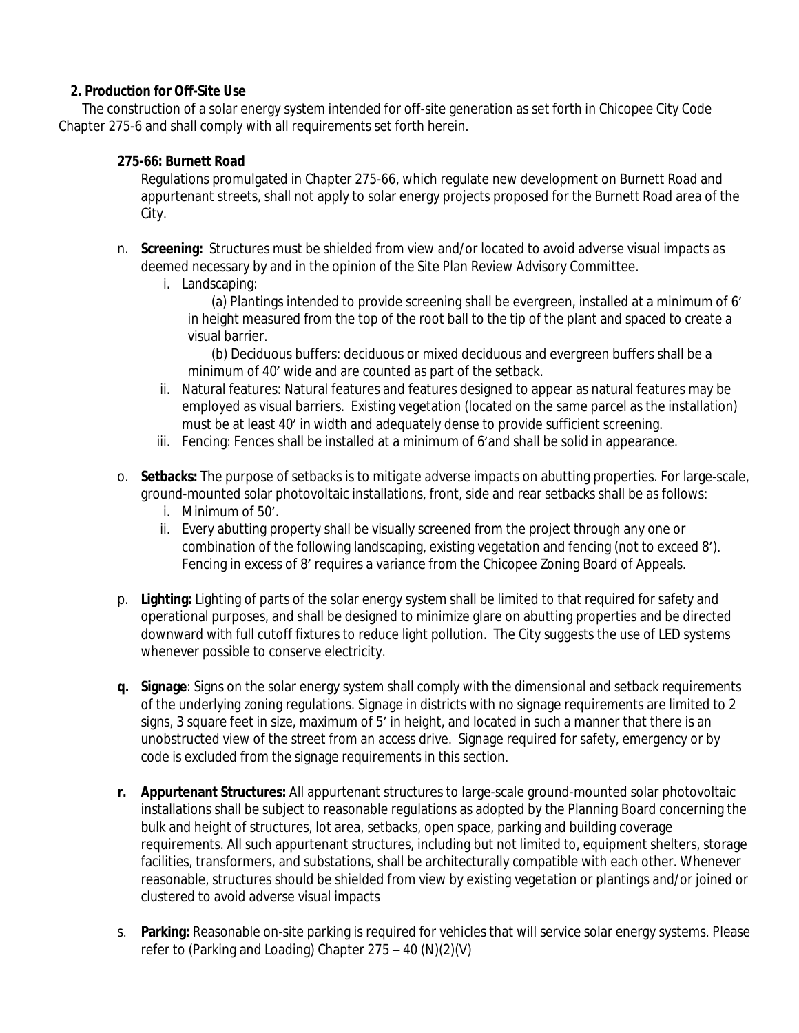**2. Production for Off-Site Use**

The construction of a solar energy system intended for off-site generation as set forth in Chicopee City Code Chapter 275-6 and shall comply with all requirements set forth herein.

**275-66: Burnett Road**

Regulations promulgated in Chapter 275-66, which regulate new development on Burnett Road and appurtenant streets, shall not apply to solar energy projects proposed for the Burnett Road area of the City.

n. **Screening:** Structures must be shielded from view and/or located to avoid adverse visual impacts as deemed necessary by and in the opinion of the Site Plan Review Advisory Committee.

   i. Landscaping:

      (a) Plantings intended to provide screening shall be evergreen, installed at a minimum of 6' in height measured from the top of the root ball to the tip of the plant and spaced to create a visual barrier.

      (b) Deciduous buffers: deciduous or mixed deciduous and evergreen buffers shall be a minimum of 40' wide and are counted as part of the setback.

   ii. Natural features: Natural features and features designed to appear as natural features may be employed as visual barriers. Existing vegetation (located on the same parcel as the installation) must be at least 40' in width and adequately dense to provide sufficient screening.

   iii. Fencing: Fences shall be installed at a minimum of 6'and shall be solid in appearance.

o. **Setbacks:** The purpose of setbacks is to mitigate adverse impacts on abutting properties. For large-scale, ground-mounted solar photovoltaic installations, front, side and rear setbacks shall be as follows:

   i. Minimum of 50'.

   ii. Every abutting property shall be visually screened from the project through any one or combination of the following landscaping, existing vegetation and fencing (not to exceed 8'). Fencing in excess of 8' requires a variance from the Chicopee Zoning Board of Appeals.

p. **Lighting:** Lighting of parts of the solar energy system shall be limited to that required for safety and operational purposes, and shall be designed to minimize glare on abutting properties and be directed downward with full cutoff fixtures to reduce light pollution. The City suggests the use of LED systems whenever possible to conserve electricity.

**q. Signage**: Signs on the solar energy system shall comply with the dimensional and setback requirements of the underlying zoning regulations. Signage in districts with no signage requirements are limited to 2 signs, 3 square feet in size, maximum of 5' in height, and located in such a manner that there is an unobstructed view of the street from an access drive. Signage required for safety, emergency or by code is excluded from the signage requirements in this section.

**r. Appurtenant Structures:** All appurtenant structures to large-scale ground-mounted solar photovoltaic installations shall be subject to reasonable regulations as adopted by the Planning Board concerning the bulk and height of structures, lot area, setbacks, open space, parking and building coverage requirements. All such appurtenant structures, including but not limited to, equipment shelters, storage facilities, transformers, and substations, shall be architecturally compatible with each other. Whenever reasonable, structures should be shielded from view by existing vegetation or plantings and/or joined or clustered to avoid adverse visual impacts

s. **Parking:** Reasonable on-site parking is required for vehicles that will service solar energy systems. Please refer to (Parking and Loading) Chapter 275 – 40 (N)(2)(V)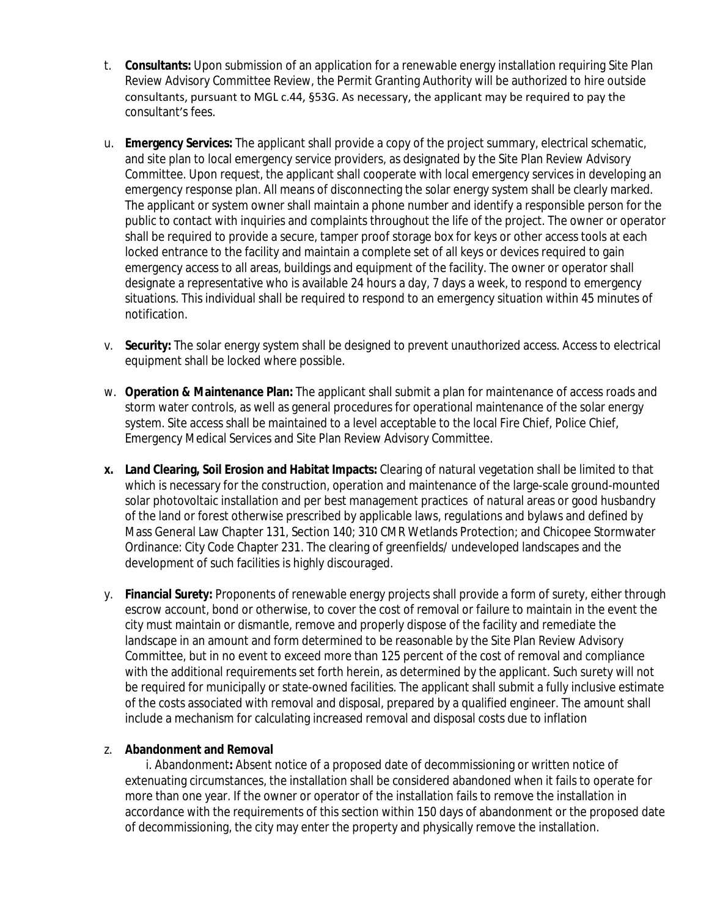t. **Consultants:** Upon submission of an application for a renewable energy installation requiring Site Plan Review Advisory Committee Review, the Permit Granting Authority will be authorized to hire outside consultants, pursuant to MGL c.44, §53G. As necessary, the applicant may be required to pay the consultant's fees.

u. **Emergency Services:** The applicant shall provide a copy of the project summary, electrical schematic, and site plan to local emergency service providers, as designated by the Site Plan Review Advisory Committee. Upon request, the applicant shall cooperate with local emergency services in developing an emergency response plan. All means of disconnecting the solar energy system shall be clearly marked. The applicant or system owner shall maintain a phone number and identify a responsible person for the public to contact with inquiries and complaints throughout the life of the project. The owner or operator shall be required to provide a secure, tamper proof storage box for keys or other access tools at each locked entrance to the facility and maintain a complete set of all keys or devices required to gain emergency access to all areas, buildings and equipment of the facility. The owner or operator shall designate a representative who is available 24 hours a day, 7 days a week, to respond to emergency situations. This individual shall be required to respond to an emergency situation within 45 minutes of notification.

v. **Security:** The solar energy system shall be designed to prevent unauthorized access. Access to electrical equipment shall be locked where possible.

w. **Operation & Maintenance Plan:** The applicant shall submit a plan for maintenance of access roads and storm water controls, as well as general procedures for operational maintenance of the solar energy system. Site access shall be maintained to a level acceptable to the local Fire Chief, Police Chief, Emergency Medical Services and Site Plan Review Advisory Committee.

**x. Land Clearing, Soil Erosion and Habitat Impacts:** Clearing of natural vegetation shall be limited to that which is necessary for the construction, operation and maintenance of the large-scale ground-mounted solar photovoltaic installation and per best management practices of natural areas or good husbandry of the land or forest otherwise prescribed by applicable laws, regulations and bylaws and defined by Mass General Law Chapter 131, Section 140; 310 CMR Wetlands Protection; and Chicopee Stormwater Ordinance: City Code Chapter 231. The clearing of greenfields/ undeveloped landscapes and the development of such facilities is highly discouraged.

y. **Financial Surety:** Proponents of renewable energy projects shall provide a form of surety, either through escrow account, bond or otherwise, to cover the cost of removal or failure to maintain in the event the city must maintain or dismantle, remove and properly dispose of the facility and remediate the landscape in an amount and form determined to be reasonable by the Site Plan Review Advisory Committee, but in no event to exceed more than 125 percent of the cost of removal and compliance with the additional requirements set forth herein, as determined by the applicant. Such surety will not be required for municipally or state-owned facilities. The applicant shall submit a fully inclusive estimate of the costs associated with removal and disposal, prepared by a qualified engineer. The amount shall include a mechanism for calculating increased removal and disposal costs due to inflation

z. **Abandonment and Removal**

i. Abandonment**:** Absent notice of a proposed date of decommissioning or written notice of extenuating circumstances, the installation shall be considered abandoned when it fails to operate for more than one year. If the owner or operator of the installation fails to remove the installation in accordance with the requirements of this section within 150 days of abandonment or the proposed date of decommissioning, the city may enter the property and physically remove the installation.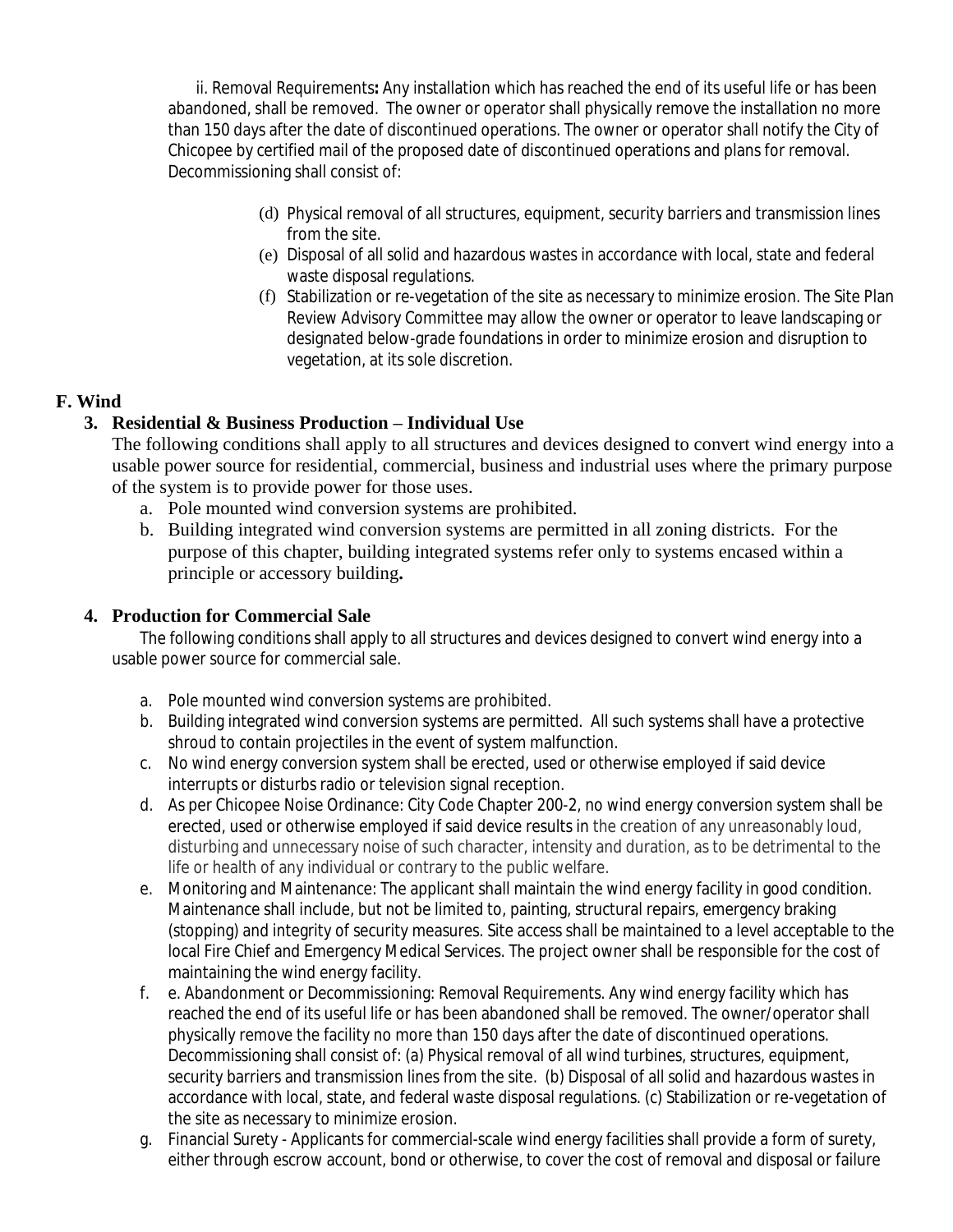ii. Removal Requirements**:** Any installation which has reached the end of its useful life or has been abandoned, shall be removed. The owner or operator shall physically remove the installation no more than 150 days after the date of discontinued operations. The owner or operator shall notify the City of Chicopee by certified mail of the proposed date of discontinued operations and plans for removal. Decommissioning shall consist of:

(d) Physical removal of all structures, equipment, security barriers and transmission lines from the site.

(e) Disposal of all solid and hazardous wastes in accordance with local, state and federal waste disposal regulations.

(f) Stabilization or re-vegetation of the site as necessary to minimize erosion. The Site Plan Review Advisory Committee may allow the owner or operator to leave landscaping or designated below-grade foundations in order to minimize erosion and disruption to vegetation, at its sole discretion.

## F. Wind

### 3. Residential & Business Production – Individual Use

The following conditions shall apply to all structures and devices designed to convert wind energy into a usable power source for residential, commercial, business and industrial uses where the primary purpose of the system is to provide power for those uses.

a. Pole mounted wind conversion systems are prohibited.

b. Building integrated wind conversion systems are permitted in all zoning districts. For the purpose of this chapter, building integrated systems refer only to systems encased within a principle or accessory building**.**

### 4. Production for Commercial Sale

The following conditions shall apply to all structures and devices designed to convert wind energy into a usable power source for commercial sale.

a. Pole mounted wind conversion systems are prohibited.

b. Building integrated wind conversion systems are permitted. All such systems shall have a protective shroud to contain projectiles in the event of system malfunction.

c. No wind energy conversion system shall be erected, used or otherwise employed if said device interrupts or disturbs radio or television signal reception.

d. As per Chicopee Noise Ordinance: City Code Chapter 200-2, no wind energy conversion system shall be erected, used or otherwise employed if said device results in the creation of any unreasonably loud, disturbing and unnecessary noise of such character, intensity and duration, as to be detrimental to the life or health of any individual or contrary to the public welfare.

e. Monitoring and Maintenance: The applicant shall maintain the wind energy facility in good condition. Maintenance shall include, but not be limited to, painting, structural repairs, emergency braking (stopping) and integrity of security measures. Site access shall be maintained to a level acceptable to the local Fire Chief and Emergency Medical Services. The project owner shall be responsible for the cost of maintaining the wind energy facility.

f. e. Abandonment or Decommissioning: Removal Requirements. Any wind energy facility which has reached the end of its useful life or has been abandoned shall be removed. The owner/operator shall physically remove the facility no more than 150 days after the date of discontinued operations. Decommissioning shall consist of: (a) Physical removal of all wind turbines, structures, equipment, security barriers and transmission lines from the site. (b) Disposal of all solid and hazardous wastes in accordance with local, state, and federal waste disposal regulations. (c) Stabilization or re-vegetation of the site as necessary to minimize erosion.

g. Financial Surety - Applicants for commercial-scale wind energy facilities shall provide a form of surety, either through escrow account, bond or otherwise, to cover the cost of removal and disposal or failure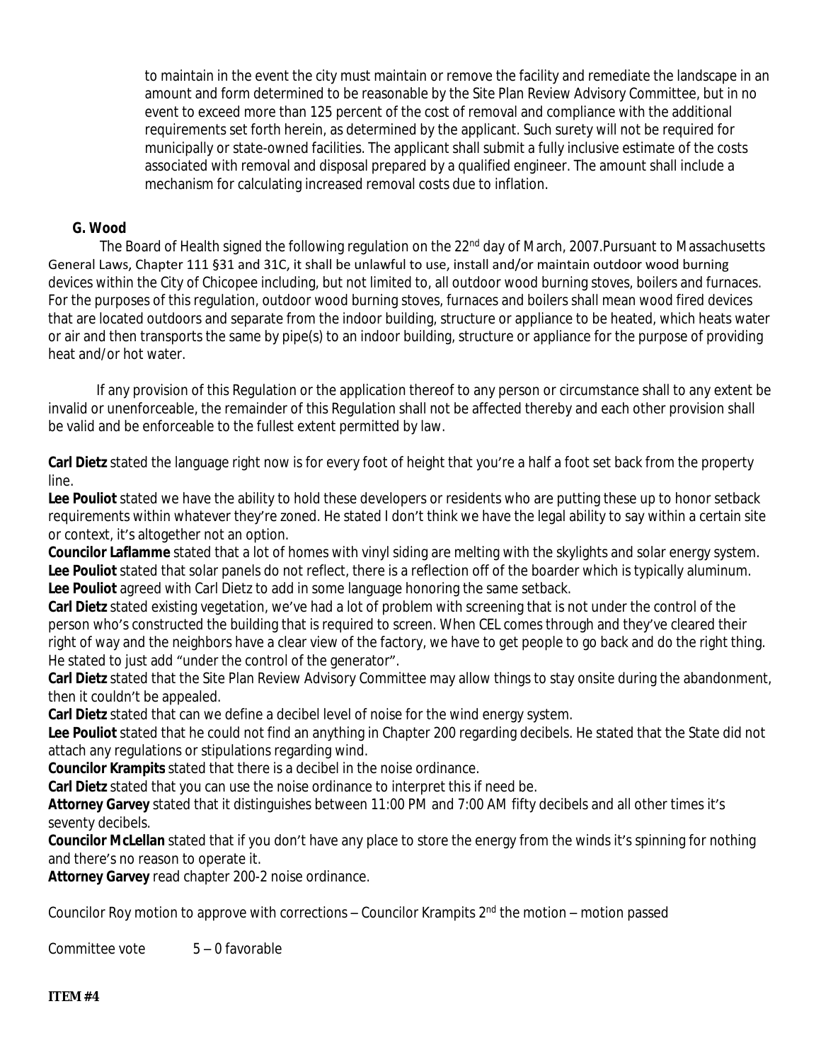to maintain in the event the city must maintain or remove the facility and remediate the landscape in an amount and form determined to be reasonable by the Site Plan Review Advisory Committee, but in no event to exceed more than 125 percent of the cost of removal and compliance with the additional requirements set forth herein, as determined by the applicant. Such surety will not be required for municipally or state-owned facilities. The applicant shall submit a fully inclusive estimate of the costs associated with removal and disposal prepared by a qualified engineer. The amount shall include a mechanism for calculating increased removal costs due to inflation.

**G. Wood**

The Board of Health signed the following regulation on the 22nd day of March, 2007.Pursuant to Massachusetts General Laws, Chapter 111 §31 and 31C, it shall be unlawful to use, install and/or maintain outdoor wood burning devices within the City of Chicopee including, but not limited to, all outdoor wood burning stoves, boilers and furnaces. For the purposes of this regulation, outdoor wood burning stoves, furnaces and boilers shall mean wood fired devices that are located outdoors and separate from the indoor building, structure or appliance to be heated, which heats water or air and then transports the same by pipe(s) to an indoor building, structure or appliance for the purpose of providing heat and/or hot water.

If any provision of this Regulation or the application thereof to any person or circumstance shall to any extent be invalid or unenforceable, the remainder of this Regulation shall not be affected thereby and each other provision shall be valid and be enforceable to the fullest extent permitted by law.

**Carl Dietz** stated the language right now is for every foot of height that you're a half a foot set back from the property line.

**Lee Pouliot** stated we have the ability to hold these developers or residents who are putting these up to honor setback requirements within whatever they're zoned. He stated I don't think we have the legal ability to say within a certain site or context, it's altogether not an option.

**Councilor Laflamme** stated that a lot of homes with vinyl siding are melting with the skylights and solar energy system.

**Lee Pouliot** stated that solar panels do not reflect, there is a reflection off of the boarder which is typically aluminum.

**Lee Pouliot** agreed with Carl Dietz to add in some language honoring the same setback.

**Carl Dietz** stated existing vegetation, we've had a lot of problem with screening that is not under the control of the person who's constructed the building that is required to screen. When CEL comes through and they've cleared their right of way and the neighbors have a clear view of the factory, we have to get people to go back and do the right thing. He stated to just add "under the control of the generator".

**Carl Dietz** stated that the Site Plan Review Advisory Committee may allow things to stay onsite during the abandonment, then it couldn't be appealed.

**Carl Dietz** stated that can we define a decibel level of noise for the wind energy system.

**Lee Pouliot** stated that he could not find an anything in Chapter 200 regarding decibels. He stated that the State did not attach any regulations or stipulations regarding wind.

**Councilor Krampits** stated that there is a decibel in the noise ordinance.

**Carl Dietz** stated that you can use the noise ordinance to interpret this if need be.

**Attorney Garvey** stated that it distinguishes between 11:00 PM and 7:00 AM fifty decibels and all other times it's seventy decibels.

**Councilor McLellan** stated that if you don't have any place to store the energy from the winds it's spinning for nothing and there's no reason to operate it.

**Attorney Garvey** read chapter 200-2 noise ordinance.

Councilor Roy motion to approve with corrections – Councilor Krampits 2nd the motion – motion passed

Committee vote 5 – 0 favorable

**ITEM #4**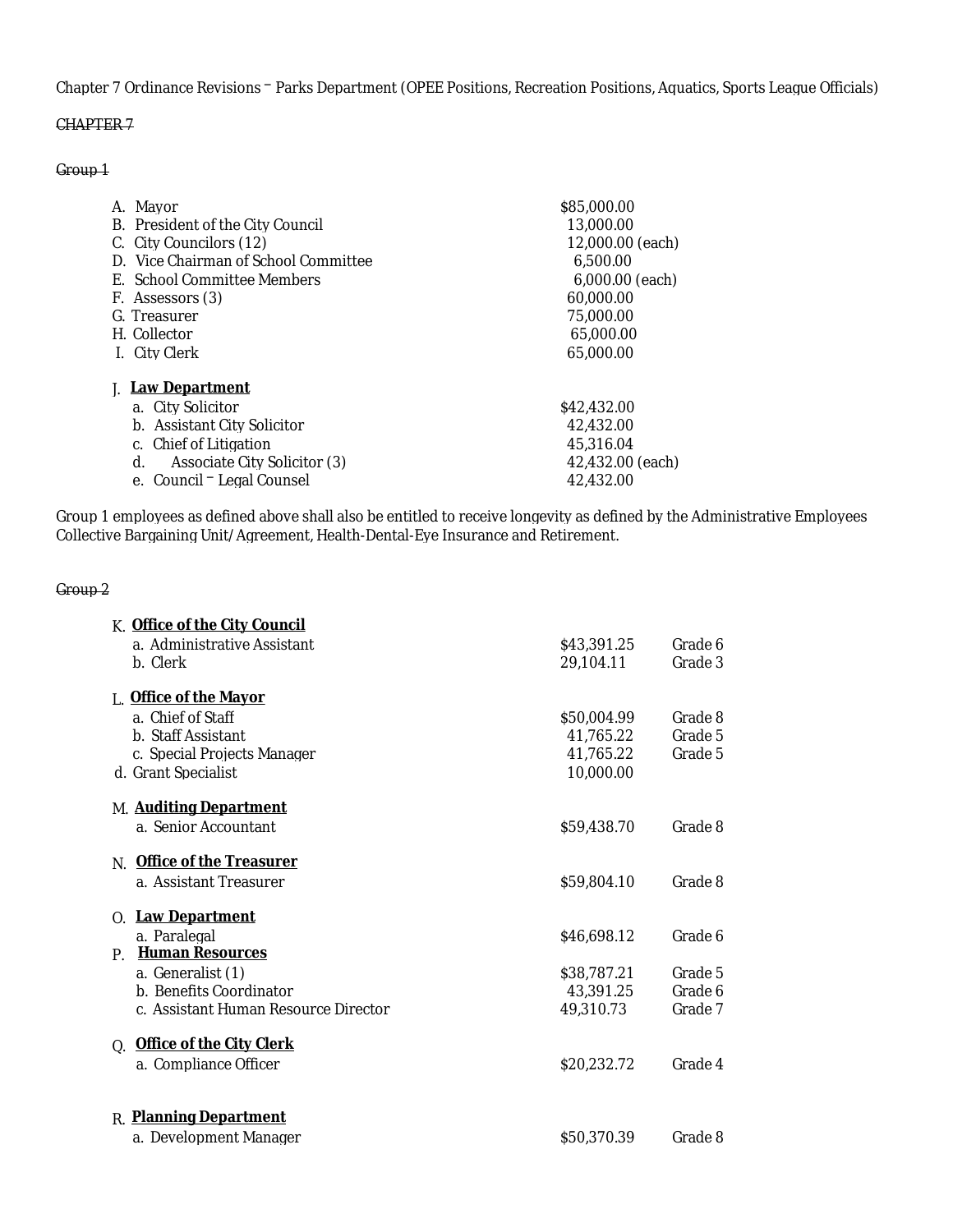Chapter 7 Ordinance Revisions – Parks Department (OPEE Positions, Recreation Positions, Aquatics, Sports League Officials)

~~CHAPTER 7~~

~~Group 1~~

| | | |
|---|---|---|
| A. | Mayor | $85,000.00 |
| B. | President of the City Council | 13,000.00 |
| C. | City Councilors (12) | 12,000.00 (each) |
| D. | Vice Chairman of School Committee | 6,500.00 |
| E. | School Committee Members | 6,000.00 (each) |
| F. | Assessors (3) | 60,000.00 |
| G. | Treasurer | 75,000.00 |
| H. | Collector | 65,000.00 |
| I. | City Clerk | 65,000.00 |

J. **Law Department**

| | | |
|---|---|---|
| a. | City Solicitor | $42,432.00 |
| b. | Assistant City Solicitor | 42,432.00 |
| c. | Chief of Litigation | 45,316.04 |
| d. | Associate City Solicitor (3) | 42,432.00 (each) |
| e. | Council – Legal Counsel | 42,432.00 |

Group 1 employees as defined above shall also be entitled to receive longevity as defined by the Administrative Employees Collective Bargaining Unit/Agreement, Health-Dental-Eye Insurance and Retirement.

~~Group 2~~

K. **Office of the City Council**

| | | | |
|---|---|---|---|
| a. | Administrative Assistant | $43,391.25 | Grade 6 |
| b. | Clerk | 29,104.11 | Grade 3 |

L. **Office of the Mayor**

| | | | |
|---|---|---|---|
| a. | Chief of Staff | $50,004.99 | Grade 8 |
| b. | Staff Assistant | 41,765.22 | Grade 5 |
| c. | Special Projects Manager | 41,765.22 | Grade 5 |
| d. | Grant Specialist | 10,000.00 | |

M. **Auditing Department**

| | | | |
|---|---|---|---|
| a. | Senior Accountant | $59,438.70 | Grade 8 |

N. **Office of the Treasurer**

| | | | |
|---|---|---|---|
| a. | Assistant Treasurer | $59,804.10 | Grade 8 |

O. **Law Department**

| | | | |
|---|---|---|---|
| a. | Paralegal | $46,698.12 | Grade 6 |

P. **Human Resources**

| | | | |
|---|---|---|---|
| a. | Generalist (1) | $38,787.21 | Grade 5 |
| b. | Benefits Coordinator | 43,391.25 | Grade 6 |
| c. | Assistant Human Resource Director | 49,310.73 | Grade 7 |

Q. **Office of the City Clerk**

| | | | |
|---|---|---|---|
| a. | Compliance Officer | $20,232.72 | Grade 4 |

R. **Planning Department**

| | | | |
|---|---|---|---|
| a. | Development Manager | $50,370.39 | Grade 8 |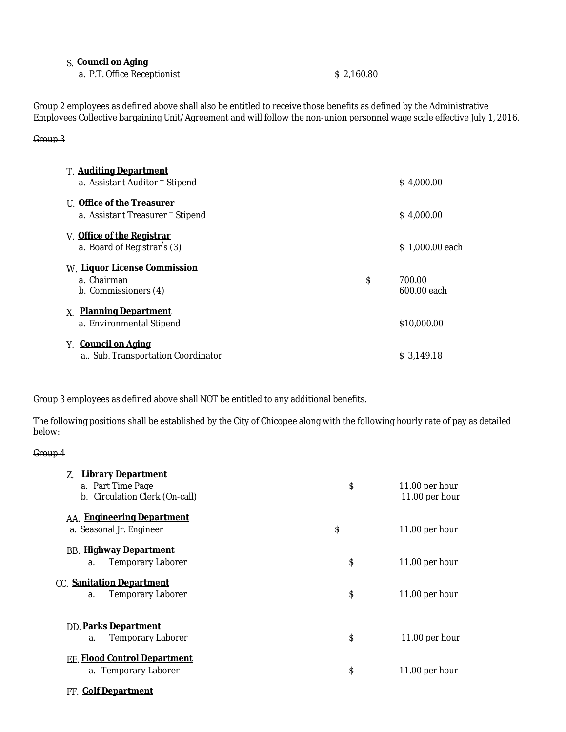S. **Council on Aging**

a. P.T. Office Receptionist $ 2,160.80

Group 2 employees as defined above shall also be entitled to receive those benefits as defined by the Administrative Employees Collective bargaining Unit/Agreement and will follow the non-union personnel wage scale effective July 1, 2016.

~~Group 3~~

T. **Auditing Department**

a. Assistant Auditor – Stipend $ 4,000.00

U. **Office of the Treasurer**

a. Assistant Treasurer – Stipend $ 4,000.00

V. **Office of the Registrar**

a. Board of Registrar's (3) $ 1,000.00 each

W. **Liquor License Commission**

a. Chairman $ 700.00

b. Commissioners (4) 600.00 each

X. **Planning Department**

a. Environmental Stipend $10,000.00

Y. **Council on Aging**

a.. Sub. Transportation Coordinator $ 3,149.18

Group 3 employees as defined above shall NOT be entitled to any additional benefits.

The following positions shall be established by the City of Chicopee along with the following hourly rate of pay as detailed below:

~~Group 4~~

Z. **Library Department**

a. Part Time Page $ 11.00 per hour

b. Circulation Clerk (On-call) 11.00 per hour

AA. **Engineering Department**

a. Seasonal Jr. Engineer $ 11.00 per hour

BB. **Highway Department**

a. Temporary Laborer $ 11.00 per hour

CC. **Sanitation Department**

a. Temporary Laborer $ 11.00 per hour

DD. **Parks Department**

a. Temporary Laborer $ 11.00 per hour

EE. **Flood Control Department**

a. Temporary Laborer $ 11.00 per hour

FF. **Golf Department**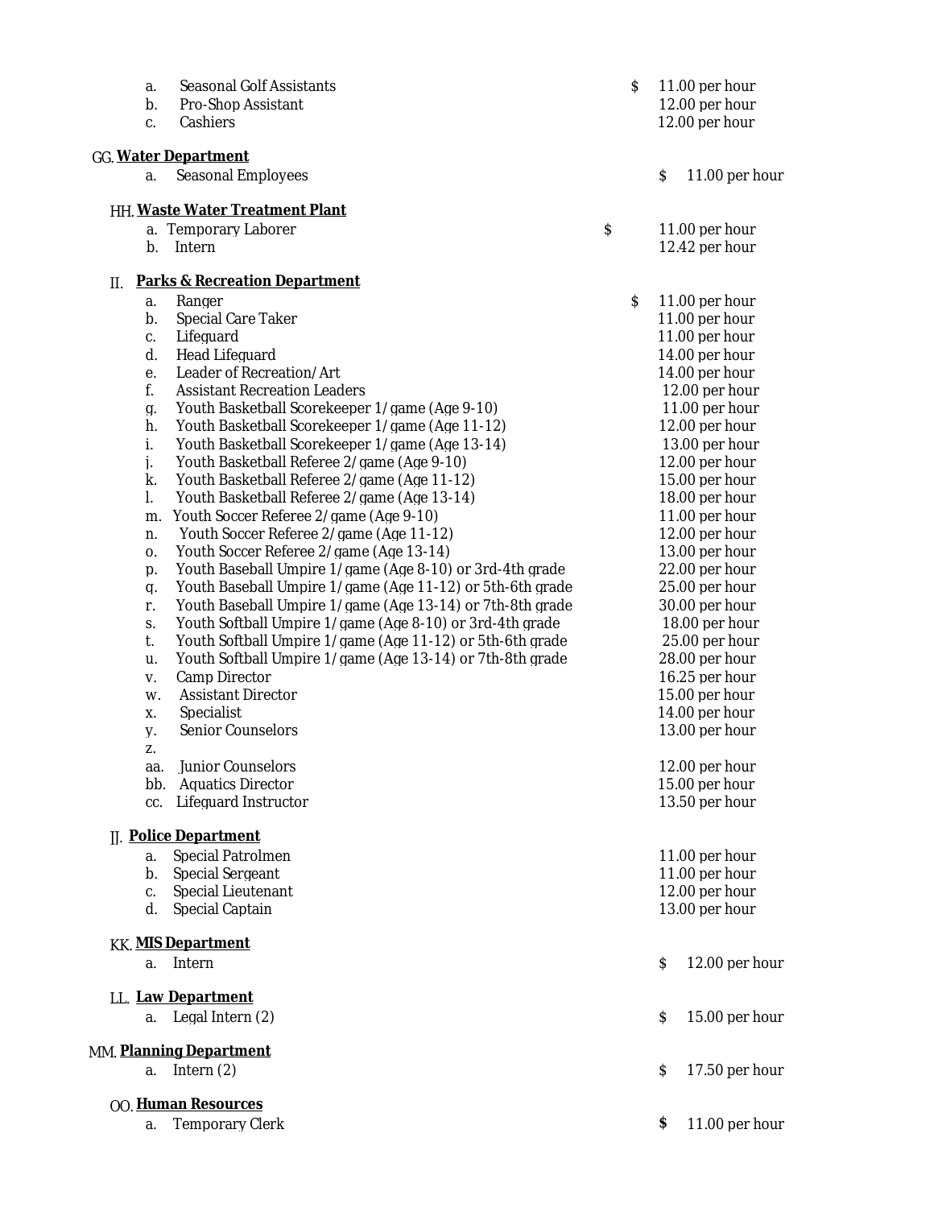a. Seasonal Golf Assistants $ 11.00 per hour
b. Pro-Shop Assistant 12.00 per hour
c. Cashiers 12.00 per hour

GG. **Water Department**

a. Seasonal Employees $ 11.00 per hour

HH. **Waste Water Treatment Plant**

a. Temporary Laborer $ 11.00 per hour
b. Intern 12.42 per hour

II. **Parks & Recreation Department**

a. Ranger $ 11.00 per hour
b. Special Care Taker 11.00 per hour
c. Lifeguard 11.00 per hour
d. Head Lifeguard 14.00 per hour
e. Leader of Recreation/Art 14.00 per hour
f. Assistant Recreation Leaders 12.00 per hour
g. Youth Basketball Scorekeeper 1/game (Age 9-10) 11.00 per hour
h. Youth Basketball Scorekeeper 1/game (Age 11-12) 12.00 per hour
i. Youth Basketball Scorekeeper 1/game (Age 13-14) 13.00 per hour
j. Youth Basketball Referee 2/game (Age 9-10) 12.00 per hour
k. Youth Basketball Referee 2/game (Age 11-12) 15.00 per hour
l. Youth Basketball Referee 2/game (Age 13-14) 18.00 per hour
m. Youth Soccer Referee 2/game (Age 9-10) 11.00 per hour
n. Youth Soccer Referee 2/game (Age 11-12) 12.00 per hour
o. Youth Soccer Referee 2/game (Age 13-14) 13.00 per hour
p. Youth Baseball Umpire 1/game (Age 8-10) or 3rd-4th grade 22.00 per hour
q. Youth Baseball Umpire 1/game (Age 11-12) or 5th-6th grade 25.00 per hour
r. Youth Baseball Umpire 1/game (Age 13-14) or 7th-8th grade 30.00 per hour
s. Youth Softball Umpire 1/game (Age 8-10) or 3rd-4th grade 18.00 per hour
t. Youth Softball Umpire 1/game (Age 11-12) or 5th-6th grade 25.00 per hour
u. Youth Softball Umpire 1/game (Age 13-14) or 7th-8th grade 28.00 per hour
v. Camp Director 16.25 per hour
w. Assistant Director 15.00 per hour
x. Specialist 14.00 per hour
y. Senior Counselors 13.00 per hour
z.
aa. Junior Counselors 12.00 per hour
bb. Aquatics Director 15.00 per hour
cc. Lifeguard Instructor 13.50 per hour

JJ. **Police Department**

a. Special Patrolmen 11.00 per hour
b. Special Sergeant 11.00 per hour
c. Special Lieutenant 12.00 per hour
d. Special Captain 13.00 per hour

KK. **MIS Department**

a. Intern $ 12.00 per hour

LL. **Law Department**

a. Legal Intern (2) $ 15.00 per hour

MM. **Planning Department**

a. Intern (2) $ 17.50 per hour

OO. **Human Resources**

a. Temporary Clerk $ 11.00 per hour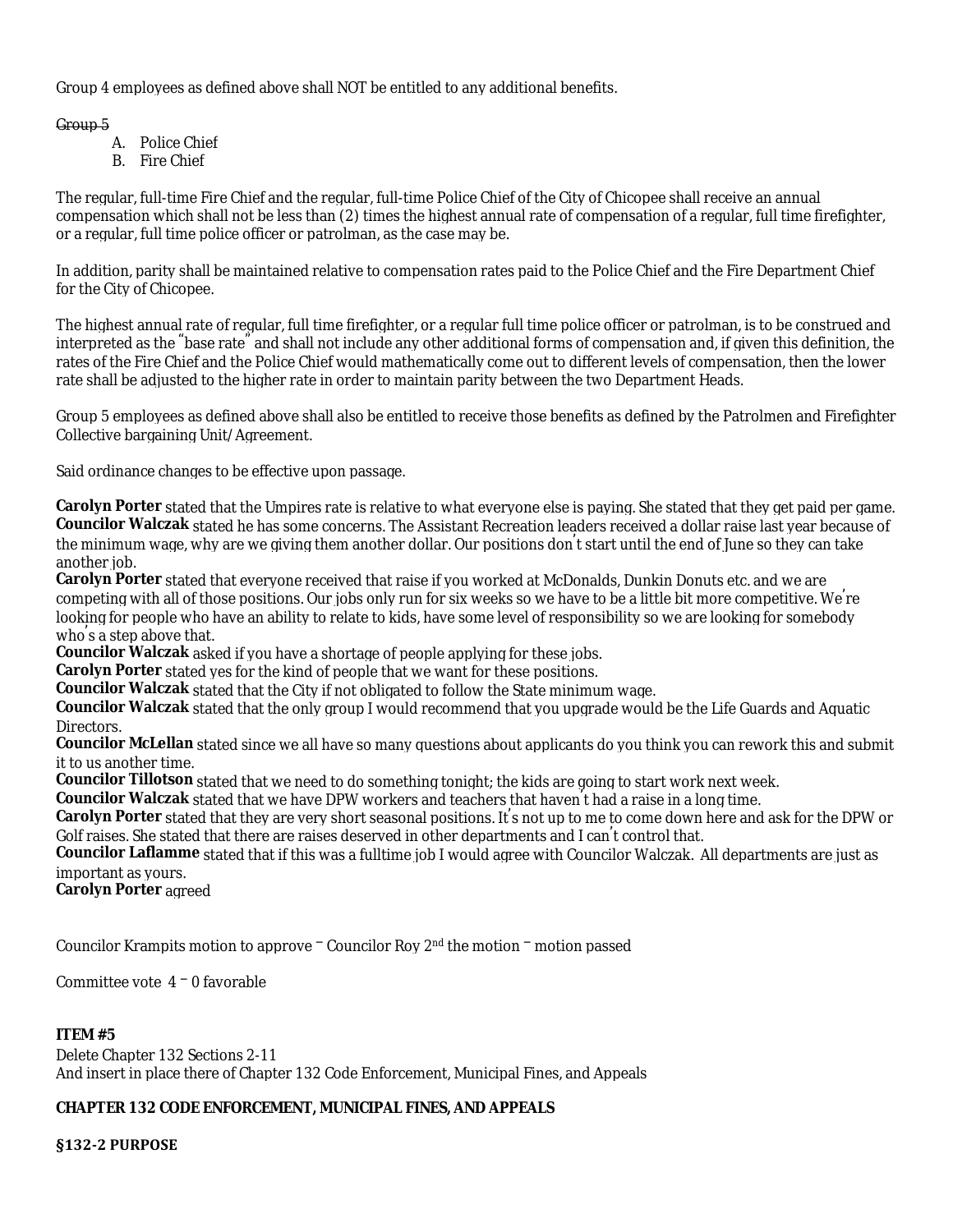Group 4 employees as defined above shall NOT be entitled to any additional benefits.

~~Group 5~~

A. Police Chief
B. Fire Chief

The regular, full-time Fire Chief and the regular, full-time Police Chief of the City of Chicopee shall receive an annual compensation which shall not be less than (2) times the highest annual rate of compensation of a regular, full time firefighter, or a regular, full time police officer or patrolman, as the case may be.

In addition, parity shall be maintained relative to compensation rates paid to the Police Chief and the Fire Department Chief for the City of Chicopee.

The highest annual rate of regular, full time firefighter, or a regular full time police officer or patrolman, is to be construed and interpreted as the "base rate" and shall not include any other additional forms of compensation and, if given this definition, the rates of the Fire Chief and the Police Chief would mathematically come out to different levels of compensation, then the lower rate shall be adjusted to the higher rate in order to maintain parity between the two Department Heads.

Group 5 employees as defined above shall also be entitled to receive those benefits as defined by the Patrolmen and Firefighter Collective bargaining Unit/Agreement.

Said ordinance changes to be effective upon passage.

**Carolyn Porter** stated that the Umpires rate is relative to what everyone else is paying. She stated that they get paid per game.
**Councilor Walczak** stated he has some concerns. The Assistant Recreation leaders received a dollar raise last year because of the minimum wage, why are we giving them another dollar. Our positions don't start until the end of June so they can take another job.
**Carolyn Porter** stated that everyone received that raise if you worked at McDonalds, Dunkin Donuts etc. and we are competing with all of those positions. Our jobs only run for six weeks so we have to be a little bit more competitive. We're looking for people who have an ability to relate to kids, have some level of responsibility so we are looking for somebody who's a step above that.
**Councilor Walczak** asked if you have a shortage of people applying for these jobs.
**Carolyn Porter** stated yes for the kind of people that we want for these positions.
**Councilor Walczak** stated that the City if not obligated to follow the State minimum wage.
**Councilor Walczak** stated that the only group I would recommend that you upgrade would be the Life Guards and Aquatic Directors.
**Councilor McLellan** stated since we all have so many questions about applicants do you think you can rework this and submit it to us another time.
**Councilor Tillotson** stated that we need to do something tonight; the kids are going to start work next week.
**Councilor Walczak** stated that we have DPW workers and teachers that haven't had a raise in a long time.
**Carolyn Porter** stated that they are very short seasonal positions. It's not up to me to come down here and ask for the DPW or Golf raises. She stated that there are raises deserved in other departments and I can't control that.
**Councilor Laflamme** stated that if this was a fulltime job I would agree with Councilor Walczak. All departments are just as important as yours.
**Carolyn Porter** agreed

Councilor Krampits motion to approve – Councilor Roy 2nd the motion – motion passed

Committee vote 4 – 0 favorable

**ITEM #5**
Delete Chapter 132 Sections 2-11
And insert in place there of Chapter 132 Code Enforcement, Municipal Fines, and Appeals

**CHAPTER 132 CODE ENFORCEMENT, MUNICIPAL FINES, AND APPEALS**

**§132-2 PURPOSE**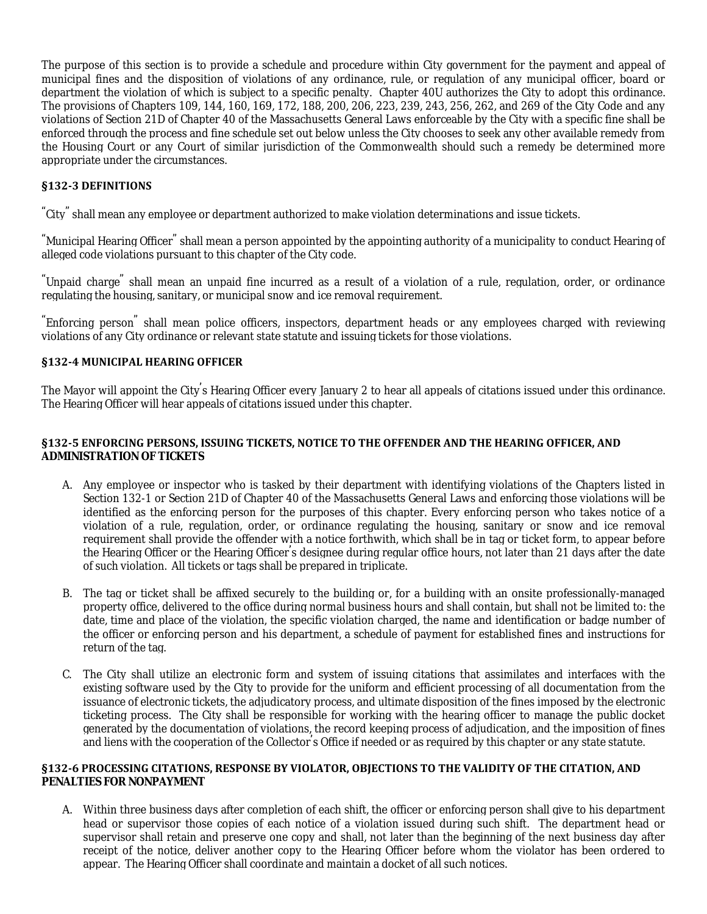The purpose of this section is to provide a schedule and procedure within City government for the payment and appeal of municipal fines and the disposition of violations of any ordinance, rule, or regulation of any municipal officer, board or department the violation of which is subject to a specific penalty. Chapter 40U authorizes the City to adopt this ordinance. The provisions of Chapters 109, 144, 160, 169, 172, 188, 200, 206, 223, 239, 243, 256, 262, and 269 of the City Code and any violations of Section 21D of Chapter 40 of the Massachusetts General Laws enforceable by the City with a specific fine shall be enforced through the process and fine schedule set out below unless the City chooses to seek any other available remedy from the Housing Court or any Court of similar jurisdiction of the Commonwealth should such a remedy be determined more appropriate under the circumstances.

### §132-3 DEFINITIONS

"City" shall mean any employee or department authorized to make violation determinations and issue tickets.

"Municipal Hearing Officer" shall mean a person appointed by the appointing authority of a municipality to conduct Hearing of alleged code violations pursuant to this chapter of the City code.

"Unpaid charge" shall mean an unpaid fine incurred as a result of a violation of a rule, regulation, order, or ordinance regulating the housing, sanitary, or municipal snow and ice removal requirement.

"Enforcing person" shall mean police officers, inspectors, department heads or any employees charged with reviewing violations of any City ordinance or relevant state statute and issuing tickets for those violations.

### §132-4 MUNICIPAL HEARING OFFICER

The Mayor will appoint the City's Hearing Officer every January 2 to hear all appeals of citations issued under this ordinance. The Hearing Officer will hear appeals of citations issued under this chapter.

### §132-5 ENFORCING PERSONS, ISSUING TICKETS, NOTICE TO THE OFFENDER AND THE HEARING OFFICER, AND ADMINISTRATION OF TICKETS

A. Any employee or inspector who is tasked by their department with identifying violations of the Chapters listed in Section 132-1 or Section 21D of Chapter 40 of the Massachusetts General Laws and enforcing those violations will be identified as the enforcing person for the purposes of this chapter. Every enforcing person who takes notice of a violation of a rule, regulation, order, or ordinance regulating the housing, sanitary or snow and ice removal requirement shall provide the offender with a notice forthwith, which shall be in tag or ticket form, to appear before the Hearing Officer or the Hearing Officer's designee during regular office hours, not later than 21 days after the date of such violation. All tickets or tags shall be prepared in triplicate.

B. The tag or ticket shall be affixed securely to the building or, for a building with an onsite professionally-managed property office, delivered to the office during normal business hours and shall contain, but shall not be limited to: the date, time and place of the violation, the specific violation charged, the name and identification or badge number of the officer or enforcing person and his department, a schedule of payment for established fines and instructions for return of the tag.

C. The City shall utilize an electronic form and system of issuing citations that assimilates and interfaces with the existing software used by the City to provide for the uniform and efficient processing of all documentation from the issuance of electronic tickets, the adjudicatory process, and ultimate disposition of the fines imposed by the electronic ticketing process. The City shall be responsible for working with the hearing officer to manage the public docket generated by the documentation of violations, the record keeping process of adjudication, and the imposition of fines and liens with the cooperation of the Collector's Office if needed or as required by this chapter or any state statute.

### §132-6 PROCESSING CITATIONS, RESPONSE BY VIOLATOR, OBJECTIONS TO THE VALIDITY OF THE CITATION, AND PENALTIES FOR NONPAYMENT

A. Within three business days after completion of each shift, the officer or enforcing person shall give to his department head or supervisor those copies of each notice of a violation issued during such shift. The department head or supervisor shall retain and preserve one copy and shall, not later than the beginning of the next business day after receipt of the notice, deliver another copy to the Hearing Officer before whom the violator has been ordered to appear. The Hearing Officer shall coordinate and maintain a docket of all such notices.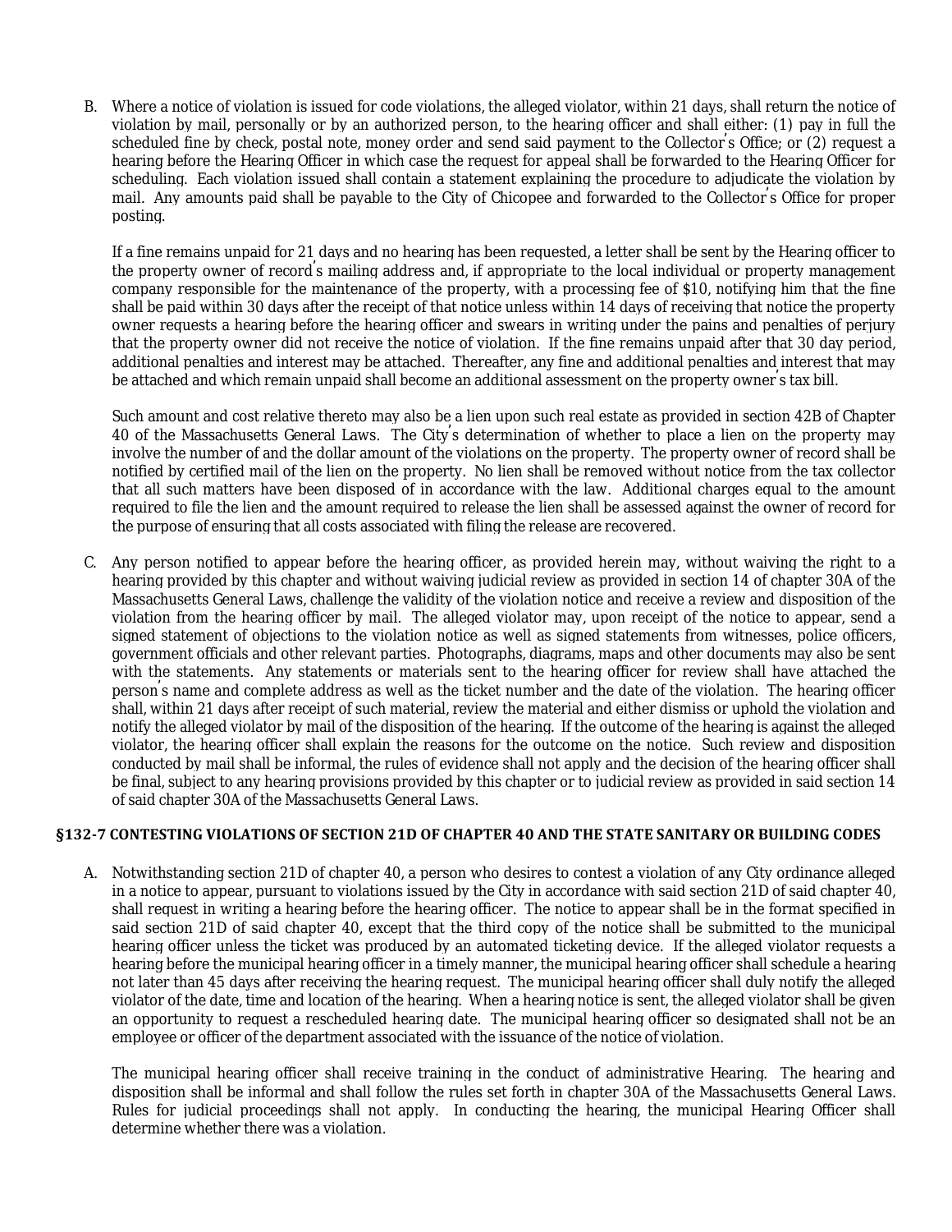B. Where a notice of violation is issued for code violations, the alleged violator, within 21 days, shall return the notice of violation by mail, personally or by an authorized person, to the hearing officer and shall either: (1) pay in full the scheduled fine by check, postal note, money order and send said payment to the Collector's Office; or (2) request a hearing before the Hearing Officer in which case the request for appeal shall be forwarded to the Hearing Officer for scheduling. Each violation issued shall contain a statement explaining the procedure to adjudicate the violation by mail. Any amounts paid shall be payable to the City of Chicopee and forwarded to the Collector's Office for proper posting.

   If a fine remains unpaid for 21 days and no hearing has been requested, a letter shall be sent by the Hearing officer to the property owner of record's mailing address and, if appropriate to the local individual or property management company responsible for the maintenance of the property, with a processing fee of $10, notifying him that the fine shall be paid within 30 days after the receipt of that notice unless within 14 days of receiving that notice the property owner requests a hearing before the hearing officer and swears in writing under the pains and penalties of perjury that the property owner did not receive the notice of violation. If the fine remains unpaid after that 30 day period, additional penalties and interest may be attached. Thereafter, any fine and additional penalties and interest that may be attached and which remain unpaid shall become an additional assessment on the property owner's tax bill.

   Such amount and cost relative thereto may also be a lien upon such real estate as provided in section 42B of Chapter 40 of the Massachusetts General Laws. The City's determination of whether to place a lien on the property may involve the number of and the dollar amount of the violations on the property. The property owner of record shall be notified by certified mail of the lien on the property. No lien shall be removed without notice from the tax collector that all such matters have been disposed of in accordance with the law. Additional charges equal to the amount required to file the lien and the amount required to release the lien shall be assessed against the owner of record for the purpose of ensuring that all costs associated with filing the release are recovered.

C. Any person notified to appear before the hearing officer, as provided herein may, without waiving the right to a hearing provided by this chapter and without waiving judicial review as provided in section 14 of chapter 30A of the Massachusetts General Laws, challenge the validity of the violation notice and receive a review and disposition of the violation from the hearing officer by mail. The alleged violator may, upon receipt of the notice to appear, send a signed statement of objections to the violation notice as well as signed statements from witnesses, police officers, government officials and other relevant parties. Photographs, diagrams, maps and other documents may also be sent with the statements. Any statements or materials sent to the hearing officer for review shall have attached the person's name and complete address as well as the ticket number and the date of the violation. The hearing officer shall, within 21 days after receipt of such material, review the material and either dismiss or uphold the violation and notify the alleged violator by mail of the disposition of the hearing. If the outcome of the hearing is against the alleged violator, the hearing officer shall explain the reasons for the outcome on the notice. Such review and disposition conducted by mail shall be informal, the rules of evidence shall not apply and the decision of the hearing officer shall be final, subject to any hearing provisions provided by this chapter or to judicial review as provided in said section 14 of said chapter 30A of the Massachusetts General Laws.

### §132-7 CONTESTING VIOLATIONS OF SECTION 21D OF CHAPTER 40 AND THE STATE SANITARY OR BUILDING CODES

A. Notwithstanding section 21D of chapter 40, a person who desires to contest a violation of any City ordinance alleged in a notice to appear, pursuant to violations issued by the City in accordance with said section 21D of said chapter 40, shall request in writing a hearing before the hearing officer. The notice to appear shall be in the format specified in said section 21D of said chapter 40, except that the third copy of the notice shall be submitted to the municipal hearing officer unless the ticket was produced by an automated ticketing device. If the alleged violator requests a hearing before the municipal hearing officer in a timely manner, the municipal hearing officer shall schedule a hearing not later than 45 days after receiving the hearing request. The municipal hearing officer shall duly notify the alleged violator of the date, time and location of the hearing. When a hearing notice is sent, the alleged violator shall be given an opportunity to request a rescheduled hearing date. The municipal hearing officer so designated shall not be an employee or officer of the department associated with the issuance of the notice of violation.

   The municipal hearing officer shall receive training in the conduct of administrative Hearing. The hearing and disposition shall be informal and shall follow the rules set forth in chapter 30A of the Massachusetts General Laws. Rules for judicial proceedings shall not apply. In conducting the hearing, the municipal Hearing Officer shall determine whether there was a violation.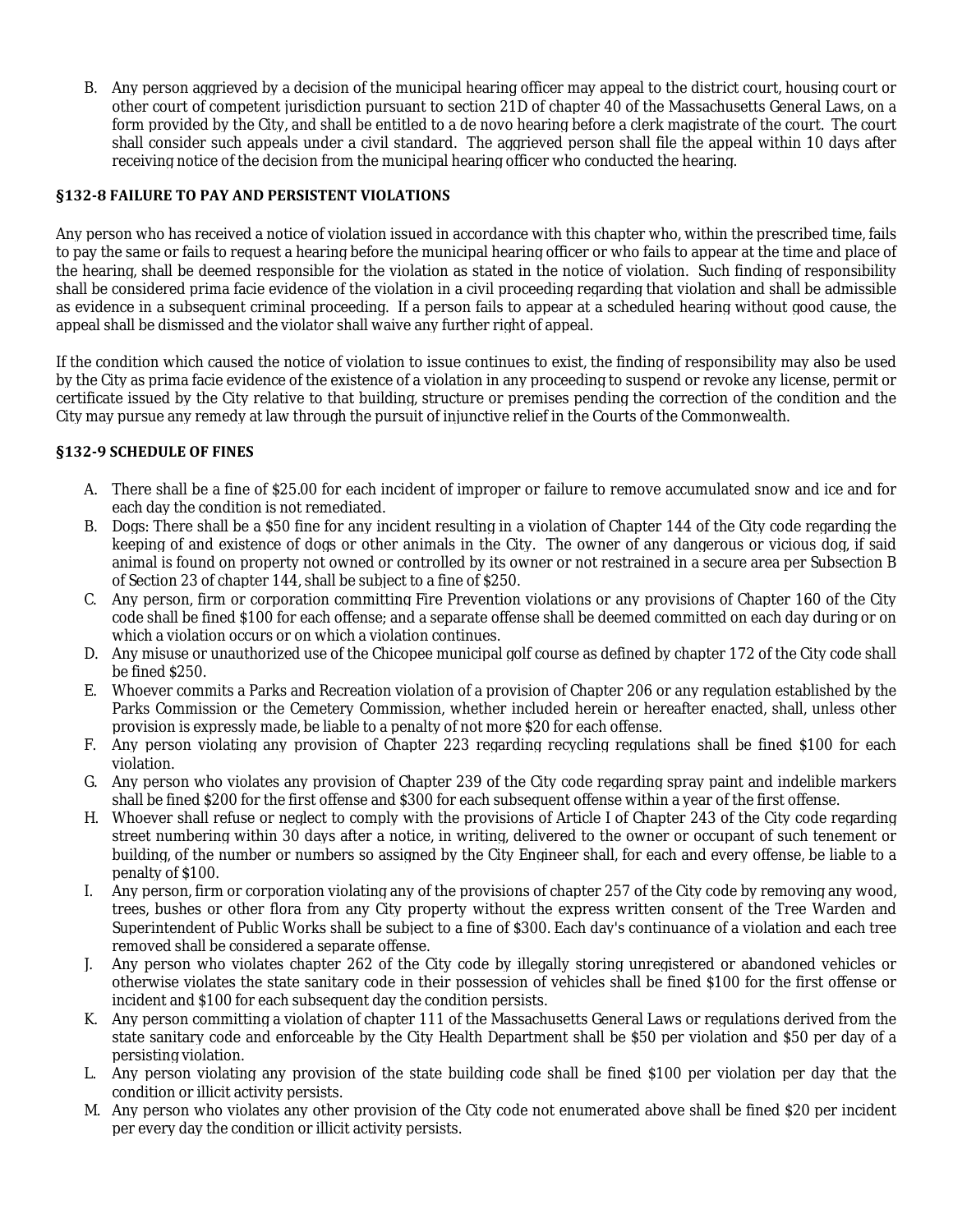B. Any person aggrieved by a decision of the municipal hearing officer may appeal to the district court, housing court or other court of competent jurisdiction pursuant to section 21D of chapter 40 of the Massachusetts General Laws, on a form provided by the City, and shall be entitled to a de novo hearing before a clerk magistrate of the court. The court shall consider such appeals under a civil standard. The aggrieved person shall file the appeal within 10 days after receiving notice of the decision from the municipal hearing officer who conducted the hearing.

### §132-8 FAILURE TO PAY AND PERSISTENT VIOLATIONS

Any person who has received a notice of violation issued in accordance with this chapter who, within the prescribed time, fails to pay the same or fails to request a hearing before the municipal hearing officer or who fails to appear at the time and place of the hearing, shall be deemed responsible for the violation as stated in the notice of violation. Such finding of responsibility shall be considered prima facie evidence of the violation in a civil proceeding regarding that violation and shall be admissible as evidence in a subsequent criminal proceeding. If a person fails to appear at a scheduled hearing without good cause, the appeal shall be dismissed and the violator shall waive any further right of appeal.

If the condition which caused the notice of violation to issue continues to exist, the finding of responsibility may also be used by the City as prima facie evidence of the existence of a violation in any proceeding to suspend or revoke any license, permit or certificate issued by the City relative to that building, structure or premises pending the correction of the condition and the City may pursue any remedy at law through the pursuit of injunctive relief in the Courts of the Commonwealth.

### §132-9 SCHEDULE OF FINES

A. There shall be a fine of $25.00 for each incident of improper or failure to remove accumulated snow and ice and for each day the condition is not remediated.

B. Dogs: There shall be a $50 fine for any incident resulting in a violation of Chapter 144 of the City code regarding the keeping of and existence of dogs or other animals in the City. The owner of any dangerous or vicious dog, if said animal is found on property not owned or controlled by its owner or not restrained in a secure area per Subsection B of Section 23 of chapter 144, shall be subject to a fine of $250.

C. Any person, firm or corporation committing Fire Prevention violations or any provisions of Chapter 160 of the City code shall be fined $100 for each offense; and a separate offense shall be deemed committed on each day during or on which a violation occurs or on which a violation continues.

D. Any misuse or unauthorized use of the Chicopee municipal golf course as defined by chapter 172 of the City code shall be fined $250.

E. Whoever commits a Parks and Recreation violation of a provision of Chapter 206 or any regulation established by the Parks Commission or the Cemetery Commission, whether included herein or hereafter enacted, shall, unless other provision is expressly made, be liable to a penalty of not more $20 for each offense.

F. Any person violating any provision of Chapter 223 regarding recycling regulations shall be fined $100 for each violation.

G. Any person who violates any provision of Chapter 239 of the City code regarding spray paint and indelible markers shall be fined $200 for the first offense and $300 for each subsequent offense within a year of the first offense.

H. Whoever shall refuse or neglect to comply with the provisions of Article I of Chapter 243 of the City code regarding street numbering within 30 days after a notice, in writing, delivered to the owner or occupant of such tenement or building, of the number or numbers so assigned by the City Engineer shall, for each and every offense, be liable to a penalty of $100.

I. Any person, firm or corporation violating any of the provisions of chapter 257 of the City code by removing any wood, trees, bushes or other flora from any City property without the express written consent of the Tree Warden and Superintendent of Public Works shall be subject to a fine of $300. Each day's continuance of a violation and each tree removed shall be considered a separate offense.

J. Any person who violates chapter 262 of the City code by illegally storing unregistered or abandoned vehicles or otherwise violates the state sanitary code in their possession of vehicles shall be fined $100 for the first offense or incident and $100 for each subsequent day the condition persists.

K. Any person committing a violation of chapter 111 of the Massachusetts General Laws or regulations derived from the state sanitary code and enforceable by the City Health Department shall be $50 per violation and $50 per day of a persisting violation.

L. Any person violating any provision of the state building code shall be fined $100 per violation per day that the condition or illicit activity persists.

M. Any person who violates any other provision of the City code not enumerated above shall be fined $20 per incident per every day the condition or illicit activity persists.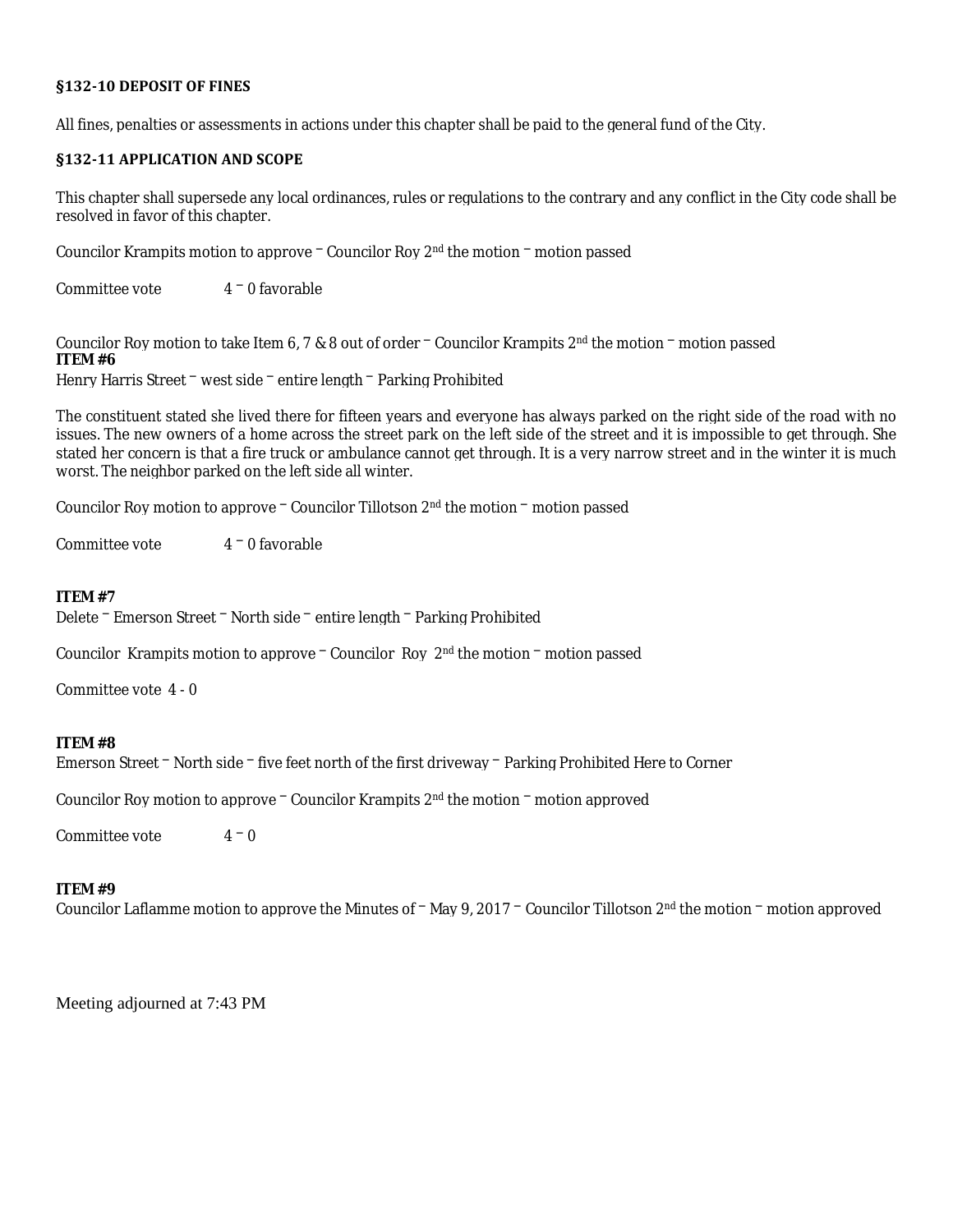**§132-10 DEPOSIT OF FINES**

All fines, penalties or assessments in actions under this chapter shall be paid to the general fund of the City.

**§132-11 APPLICATION AND SCOPE**

This chapter shall supersede any local ordinances, rules or regulations to the contrary and any conflict in the City code shall be resolved in favor of this chapter.

Councilor Krampits motion to approve – Councilor Roy 2nd the motion – motion passed

Committee vote 4 – 0 favorable

Councilor Roy motion to take Item 6, 7 & 8 out of order – Councilor Krampits 2nd the motion – motion passed

**ITEM #6**

Henry Harris Street – west side – entire length – Parking Prohibited

The constituent stated she lived there for fifteen years and everyone has always parked on the right side of the road with no issues. The new owners of a home across the street park on the left side of the street and it is impossible to get through. She stated her concern is that a fire truck or ambulance cannot get through. It is a very narrow street and in the winter it is much worst. The neighbor parked on the left side all winter.

Councilor Roy motion to approve – Councilor Tillotson 2nd the motion – motion passed

Committee vote 4 – 0 favorable

**ITEM #7**

Delete – Emerson Street – North side – entire length – Parking Prohibited

Councilor Krampits motion to approve – Councilor Roy 2nd the motion – motion passed

Committee vote 4 - 0

**ITEM #8**

Emerson Street – North side – five feet north of the first driveway – Parking Prohibited Here to Corner

Councilor Roy motion to approve – Councilor Krampits 2nd the motion – motion approved

Committee vote 4 – 0

**ITEM #9**

Councilor Laflamme motion to approve the Minutes of – May 9, 2017 – Councilor Tillotson 2nd the motion – motion approved

Meeting adjourned at 7:43 PM